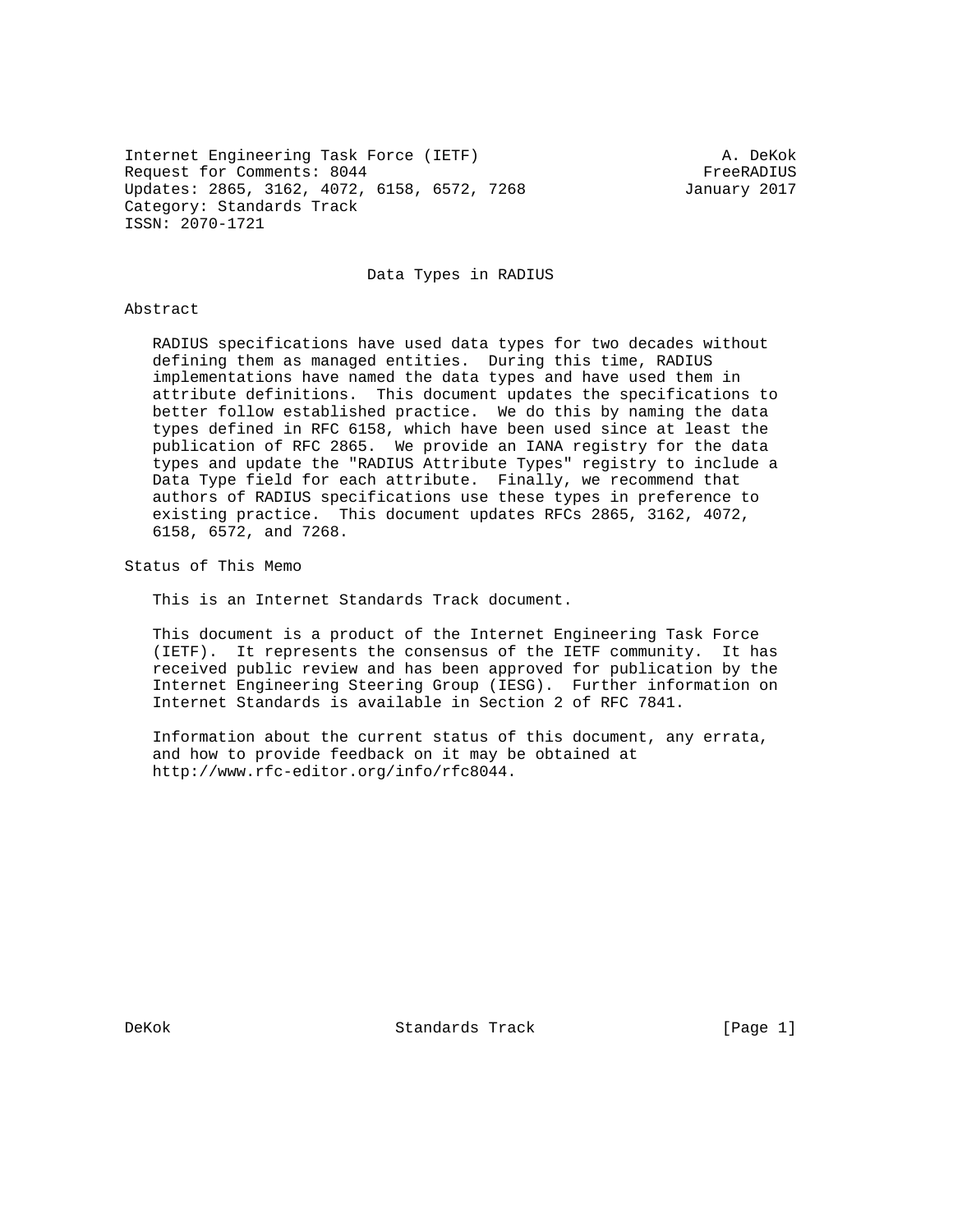Internet Engineering Task Force (IETF)                          A. DeKok
Request for Comments: 8044                                    FreeRADIUS
Updates: 2865, 3162, 4072, 6158, 6572, 7268                 January 2017
Category: Standards Track
ISSN: 2070-1721

# Data Types in RADIUS

## Abstract

RADIUS specifications have used data types for two decades without defining them as managed entities. During this time, RADIUS implementations have named the data types and have used them in attribute definitions. This document updates the specifications to better follow established practice. We do this by naming the data types defined in RFC 6158, which have been used since at least the publication of RFC 2865. We provide an IANA registry for the data types and update the "RADIUS Attribute Types" registry to include a Data Type field for each attribute. Finally, we recommend that authors of RADIUS specifications use these types in preference to existing practice. This document updates RFCs 2865, 3162, 4072, 6158, 6572, and 7268.

## Status of This Memo

This is an Internet Standards Track document.

This document is a product of the Internet Engineering Task Force (IETF). It represents the consensus of the IETF community. It has received public review and has been approved for publication by the Internet Engineering Steering Group (IESG). Further information on Internet Standards is available in Section 2 of RFC 7841.

Information about the current status of this document, any errata, and how to provide feedback on it may be obtained at http://www.rfc-editor.org/info/rfc8044.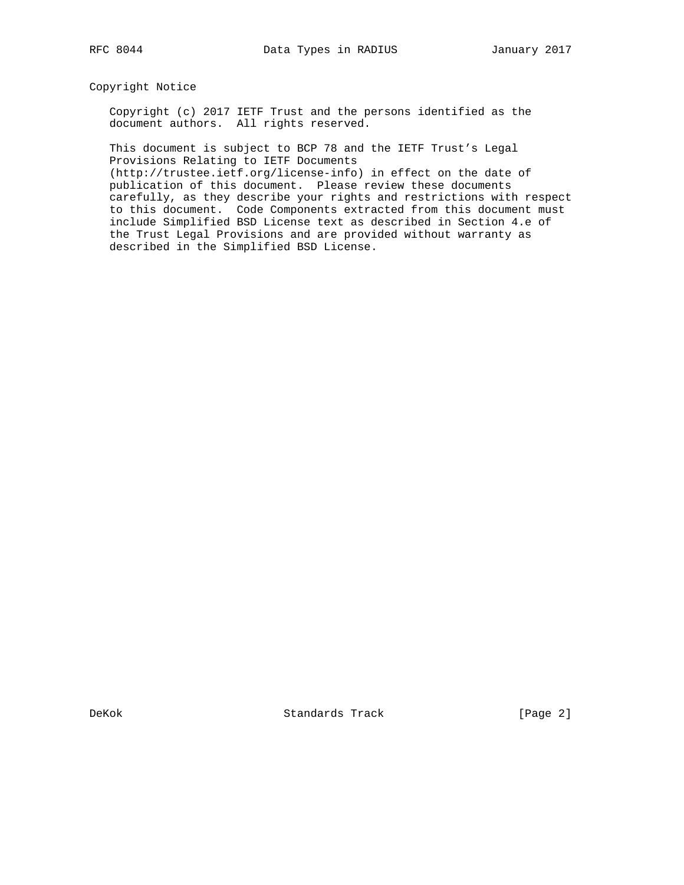## Copyright Notice

Copyright (c) 2017 IETF Trust and the persons identified as the document authors. All rights reserved.

This document is subject to BCP 78 and the IETF Trust's Legal Provisions Relating to IETF Documents (http://trustee.ietf.org/license-info) in effect on the date of publication of this document. Please review these documents carefully, as they describe your rights and restrictions with respect to this document. Code Components extracted from this document must include Simplified BSD License text as described in Section 4.e of the Trust Legal Provisions and are provided without warranty as described in the Simplified BSD License.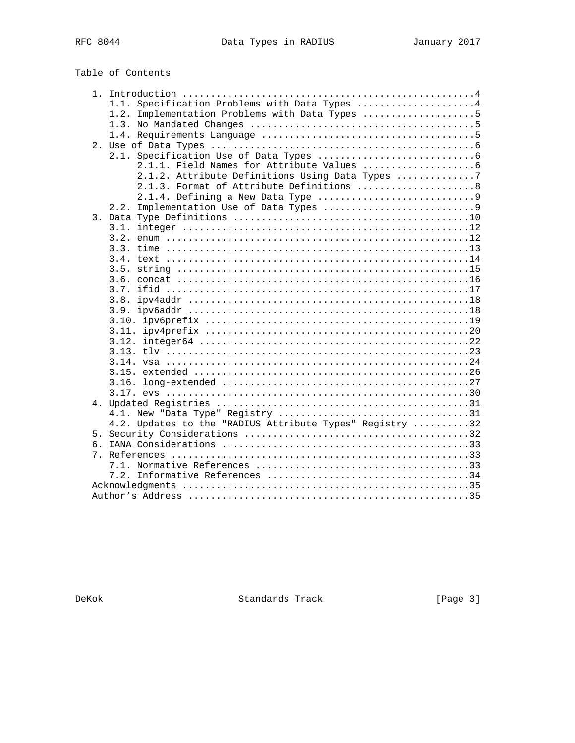## Table of Contents

```
   1. Introduction ....................................................4
      1.1. Specification Problems with Data Types .....................4
      1.2. Implementation Problems with Data Types ....................5
      1.3. No Mandated Changes ........................................5
      1.4. Requirements Language ......................................5
   2. Use of Data Types ...............................................6
      2.1. Specification Use of Data Types ............................6
           2.1.1. Field Names for Attribute Values ....................6
           2.1.2. Attribute Definitions Using Data Types ..............7
           2.1.3. Format of Attribute Definitions .....................8
           2.1.4. Defining a New Data Type ............................9
      2.2. Implementation Use of Data Types ...........................9
   3. Data Type Definitions ..........................................10
      3.1. integer ...................................................12
      3.2. enum ......................................................12
      3.3. time ......................................................13
      3.4. text ......................................................14
      3.5. string ....................................................15
      3.6. concat ....................................................16
      3.7. ifid ......................................................17
      3.8. ipv4addr ..................................................18
      3.9. ipv6addr ..................................................18
      3.10. ipv6prefix ...............................................19
      3.11. ipv4prefix ...............................................20
      3.12. integer64 ................................................22
      3.13. tlv ......................................................23
      3.14. vsa ......................................................24
      3.15. extended .................................................26
      3.16. long-extended ............................................27
      3.17. evs ......................................................30
   4. Updated Registries .............................................31
      4.1. New "Data Type" Registry ..................................31
      4.2. Updates to the "RADIUS Attribute Types" Registry ..........32
   5. Security Considerations ........................................32
   6. IANA Considerations ............................................33
   7. References .....................................................33
      7.1. Normative References ......................................33
      7.2. Informative References ....................................34
   Acknowledgments ...................................................35
   Author's Address ..................................................35
```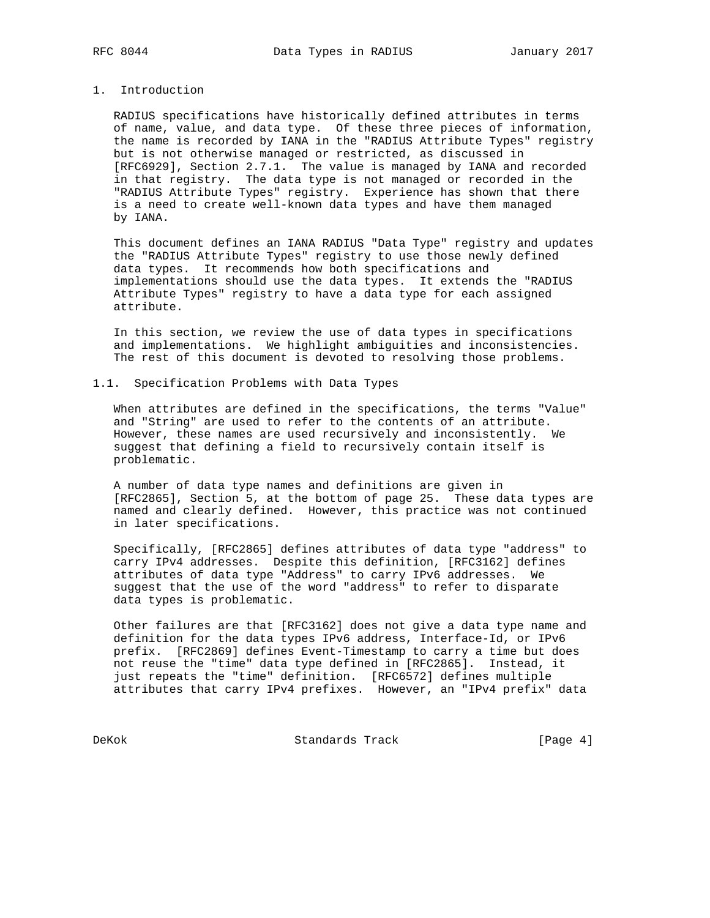# 1. Introduction

RADIUS specifications have historically defined attributes in terms of name, value, and data type. Of these three pieces of information, the name is recorded by IANA in the "RADIUS Attribute Types" registry but is not otherwise managed or restricted, as discussed in [RFC6929], Section 2.7.1. The value is managed by IANA and recorded in that registry. The data type is not managed or recorded in the "RADIUS Attribute Types" registry. Experience has shown that there is a need to create well-known data types and have them managed by IANA.

This document defines an IANA RADIUS "Data Type" registry and updates the "RADIUS Attribute Types" registry to use those newly defined data types. It recommends how both specifications and implementations should use the data types. It extends the "RADIUS Attribute Types" registry to have a data type for each assigned attribute.

In this section, we review the use of data types in specifications and implementations. We highlight ambiguities and inconsistencies. The rest of this document is devoted to resolving those problems.

## 1.1. Specification Problems with Data Types

When attributes are defined in the specifications, the terms "Value" and "String" are used to refer to the contents of an attribute. However, these names are used recursively and inconsistently. We suggest that defining a field to recursively contain itself is problematic.

A number of data type names and definitions are given in [RFC2865], Section 5, at the bottom of page 25. These data types are named and clearly defined. However, this practice was not continued in later specifications.

Specifically, [RFC2865] defines attributes of data type "address" to carry IPv4 addresses. Despite this definition, [RFC3162] defines attributes of data type "Address" to carry IPv6 addresses. We suggest that the use of the word "address" to refer to disparate data types is problematic.

Other failures are that [RFC3162] does not give a data type name and definition for the data types IPv6 address, Interface-Id, or IPv6 prefix. [RFC2869] defines Event-Timestamp to carry a time but does not reuse the "time" data type defined in [RFC2865]. Instead, it just repeats the "time" definition. [RFC6572] defines multiple attributes that carry IPv4 prefixes. However, an "IPv4 prefix" data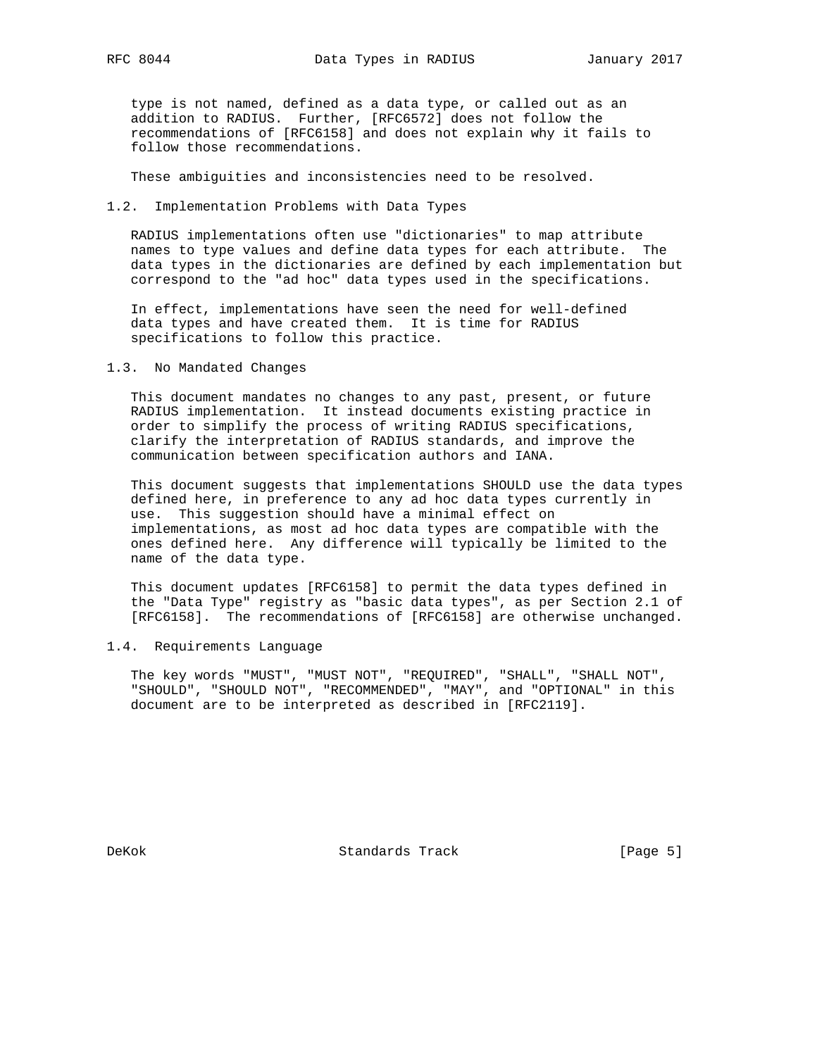type is not named, defined as a data type, or called out as an addition to RADIUS. Further, [RFC6572] does not follow the recommendations of [RFC6158] and does not explain why it fails to follow those recommendations.

These ambiguities and inconsistencies need to be resolved.

### 1.2. Implementation Problems with Data Types

RADIUS implementations often use "dictionaries" to map attribute names to type values and define data types for each attribute. The data types in the dictionaries are defined by each implementation but correspond to the "ad hoc" data types used in the specifications.

In effect, implementations have seen the need for well-defined data types and have created them. It is time for RADIUS specifications to follow this practice.

### 1.3. No Mandated Changes

This document mandates no changes to any past, present, or future RADIUS implementation. It instead documents existing practice in order to simplify the process of writing RADIUS specifications, clarify the interpretation of RADIUS standards, and improve the communication between specification authors and IANA.

This document suggests that implementations SHOULD use the data types defined here, in preference to any ad hoc data types currently in use. This suggestion should have a minimal effect on implementations, as most ad hoc data types are compatible with the ones defined here. Any difference will typically be limited to the name of the data type.

This document updates [RFC6158] to permit the data types defined in the "Data Type" registry as "basic data types", as per Section 2.1 of [RFC6158]. The recommendations of [RFC6158] are otherwise unchanged.

### 1.4. Requirements Language

The key words "MUST", "MUST NOT", "REQUIRED", "SHALL", "SHALL NOT", "SHOULD", "SHOULD NOT", "RECOMMENDED", "MAY", and "OPTIONAL" in this document are to be interpreted as described in [RFC2119].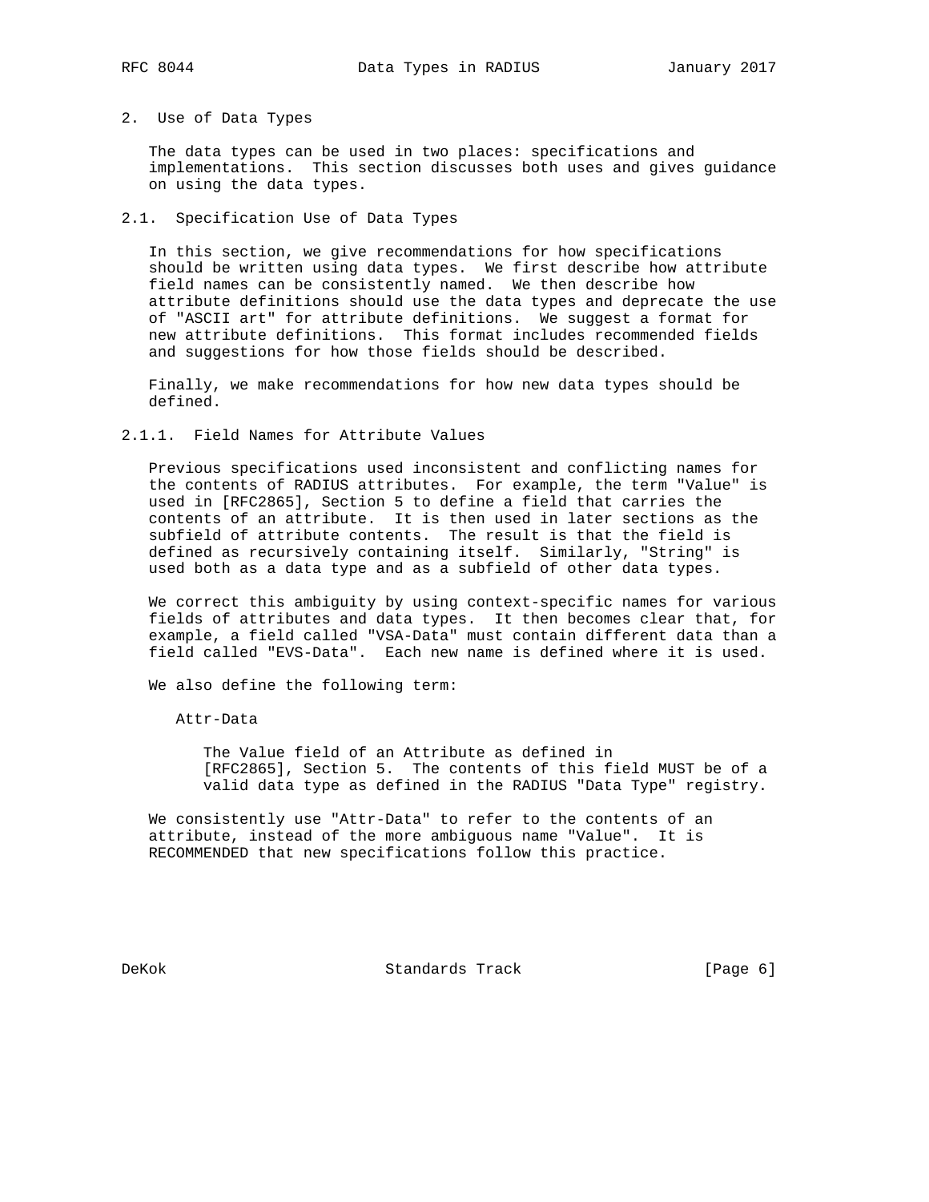## 2. Use of Data Types

The data types can be used in two places: specifications and implementations. This section discusses both uses and gives guidance on using the data types.

### 2.1. Specification Use of Data Types

In this section, we give recommendations for how specifications should be written using data types. We first describe how attribute field names can be consistently named. We then describe how attribute definitions should use the data types and deprecate the use of "ASCII art" for attribute definitions. We suggest a format for new attribute definitions. This format includes recommended fields and suggestions for how those fields should be described.

Finally, we make recommendations for how new data types should be defined.

#### 2.1.1. Field Names for Attribute Values

Previous specifications used inconsistent and conflicting names for the contents of RADIUS attributes. For example, the term "Value" is used in [RFC2865], Section 5 to define a field that carries the contents of an attribute. It is then used in later sections as the subfield of attribute contents. The result is that the field is defined as recursively containing itself. Similarly, "String" is used both as a data type and as a subfield of other data types.

We correct this ambiguity by using context-specific names for various fields of attributes and data types. It then becomes clear that, for example, a field called "VSA-Data" must contain different data than a field called "EVS-Data". Each new name is defined where it is used.

We also define the following term:

Attr-Data

> The Value field of an Attribute as defined in [RFC2865], Section 5. The contents of this field MUST be of a valid data type as defined in the RADIUS "Data Type" registry.

We consistently use "Attr-Data" to refer to the contents of an attribute, instead of the more ambiguous name "Value". It is RECOMMENDED that new specifications follow this practice.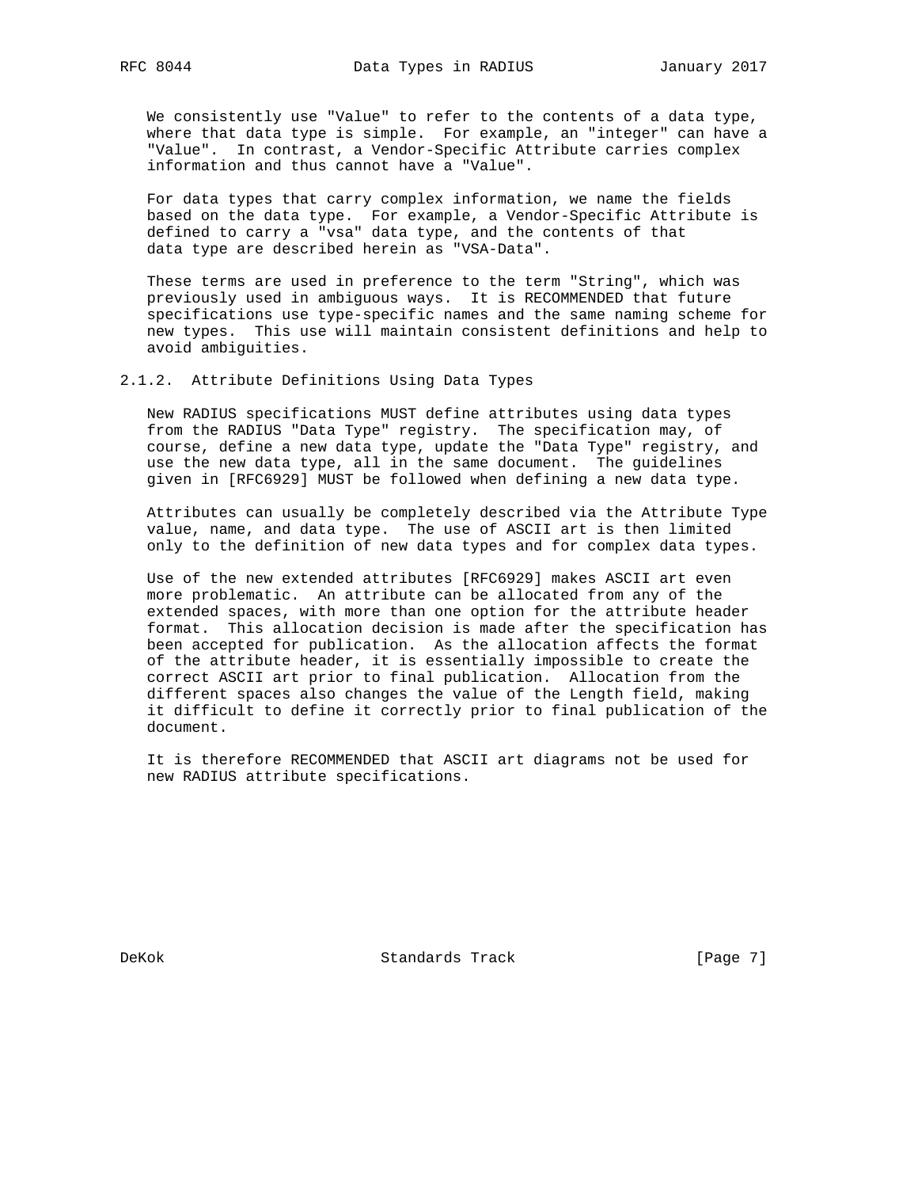We consistently use "Value" to refer to the contents of a data type, where that data type is simple. For example, an "integer" can have a "Value". In contrast, a Vendor-Specific Attribute carries complex information and thus cannot have a "Value".

For data types that carry complex information, we name the fields based on the data type. For example, a Vendor-Specific Attribute is defined to carry a "vsa" data type, and the contents of that data type are described herein as "VSA-Data".

These terms are used in preference to the term "String", which was previously used in ambiguous ways. It is RECOMMENDED that future specifications use type-specific names and the same naming scheme for new types. This use will maintain consistent definitions and help to avoid ambiguities.

### 2.1.2. Attribute Definitions Using Data Types

New RADIUS specifications MUST define attributes using data types from the RADIUS "Data Type" registry. The specification may, of course, define a new data type, update the "Data Type" registry, and use the new data type, all in the same document. The guidelines given in [RFC6929] MUST be followed when defining a new data type.

Attributes can usually be completely described via the Attribute Type value, name, and data type. The use of ASCII art is then limited only to the definition of new data types and for complex data types.

Use of the new extended attributes [RFC6929] makes ASCII art even more problematic. An attribute can be allocated from any of the extended spaces, with more than one option for the attribute header format. This allocation decision is made after the specification has been accepted for publication. As the allocation affects the format of the attribute header, it is essentially impossible to create the correct ASCII art prior to final publication. Allocation from the different spaces also changes the value of the Length field, making it difficult to define it correctly prior to final publication of the document.

It is therefore RECOMMENDED that ASCII art diagrams not be used for new RADIUS attribute specifications.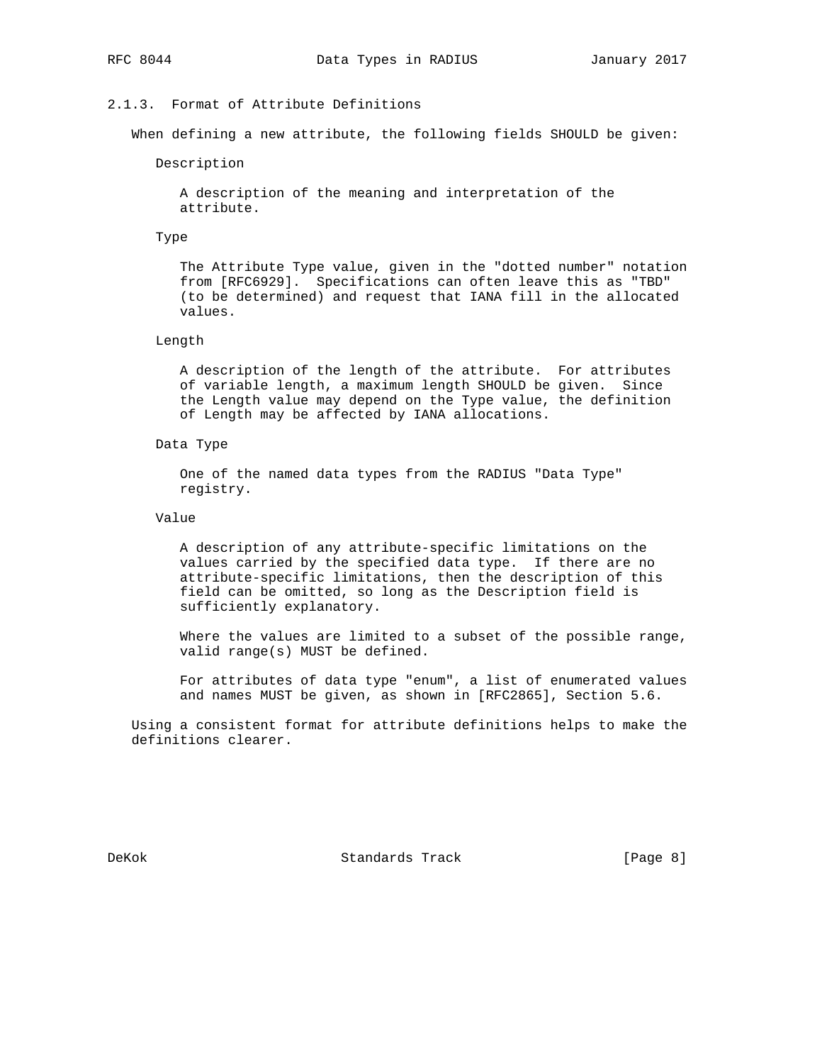### 2.1.3. Format of Attribute Definitions

When defining a new attribute, the following fields SHOULD be given:

Description

A description of the meaning and interpretation of the attribute.

Type

The Attribute Type value, given in the "dotted number" notation from [RFC6929]. Specifications can often leave this as "TBD" (to be determined) and request that IANA fill in the allocated values.

Length

A description of the length of the attribute. For attributes of variable length, a maximum length SHOULD be given. Since the Length value may depend on the Type value, the definition of Length may be affected by IANA allocations.

Data Type

One of the named data types from the RADIUS "Data Type" registry.

Value

A description of any attribute-specific limitations on the values carried by the specified data type. If there are no attribute-specific limitations, then the description of this field can be omitted, so long as the Description field is sufficiently explanatory.

Where the values are limited to a subset of the possible range, valid range(s) MUST be defined.

For attributes of data type "enum", a list of enumerated values and names MUST be given, as shown in [RFC2865], Section 5.6.

Using a consistent format for attribute definitions helps to make the definitions clearer.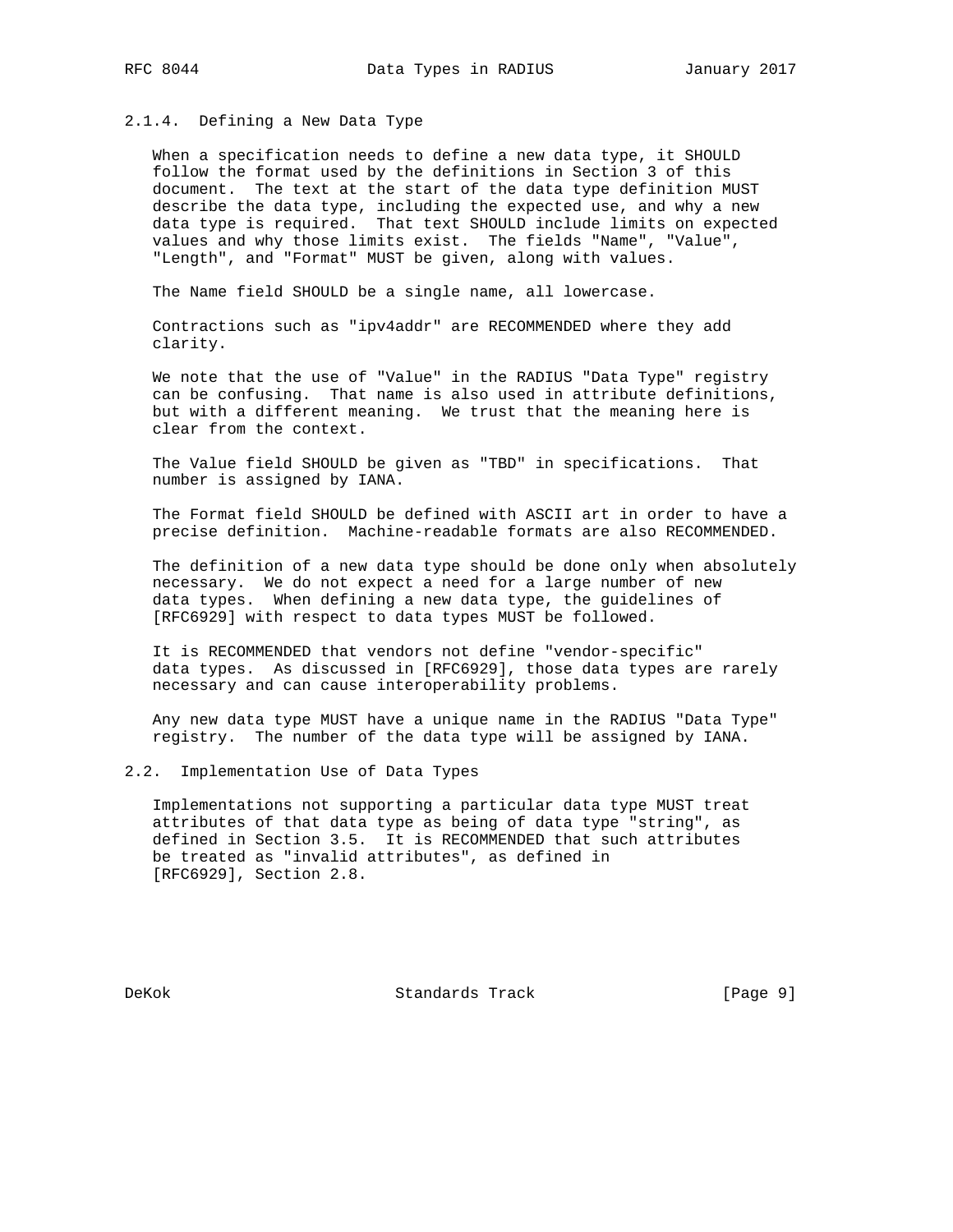### 2.1.4. Defining a New Data Type

When a specification needs to define a new data type, it SHOULD follow the format used by the definitions in Section 3 of this document. The text at the start of the data type definition MUST describe the data type, including the expected use, and why a new data type is required. That text SHOULD include limits on expected values and why those limits exist. The fields "Name", "Value", "Length", and "Format" MUST be given, along with values.

The Name field SHOULD be a single name, all lowercase.

Contractions such as "ipv4addr" are RECOMMENDED where they add clarity.

We note that the use of "Value" in the RADIUS "Data Type" registry can be confusing. That name is also used in attribute definitions, but with a different meaning. We trust that the meaning here is clear from the context.

The Value field SHOULD be given as "TBD" in specifications. That number is assigned by IANA.

The Format field SHOULD be defined with ASCII art in order to have a precise definition. Machine-readable formats are also RECOMMENDED.

The definition of a new data type should be done only when absolutely necessary. We do not expect a need for a large number of new data types. When defining a new data type, the guidelines of [RFC6929] with respect to data types MUST be followed.

It is RECOMMENDED that vendors not define "vendor-specific" data types. As discussed in [RFC6929], those data types are rarely necessary and can cause interoperability problems.

Any new data type MUST have a unique name in the RADIUS "Data Type" registry. The number of the data type will be assigned by IANA.

## 2.2. Implementation Use of Data Types

Implementations not supporting a particular data type MUST treat attributes of that data type as being of data type "string", as defined in Section 3.5. It is RECOMMENDED that such attributes be treated as "invalid attributes", as defined in [RFC6929], Section 2.8.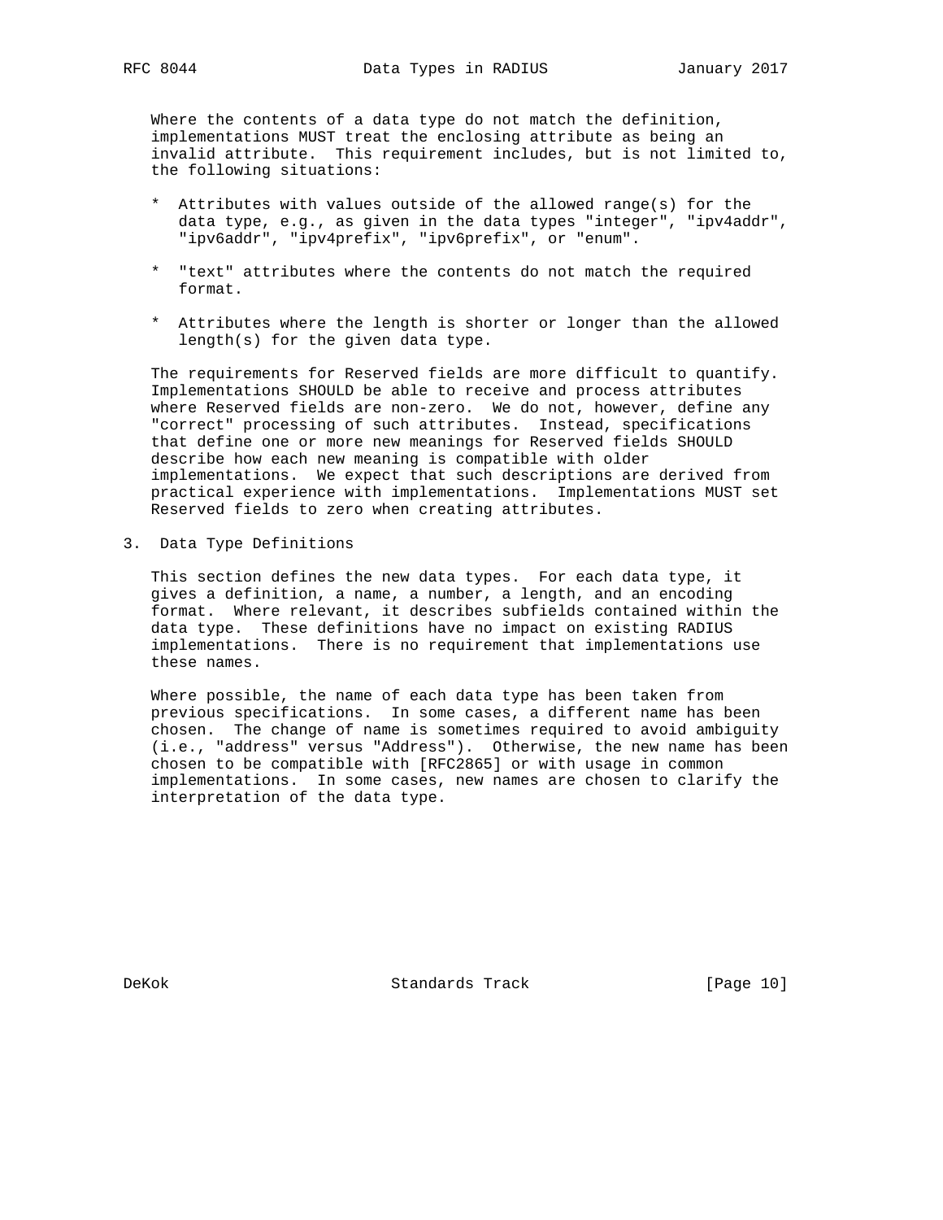Where the contents of a data type do not match the definition, implementations MUST treat the enclosing attribute as being an invalid attribute. This requirement includes, but is not limited to, the following situations:

* Attributes with values outside of the allowed range(s) for the data type, e.g., as given in the data types "integer", "ipv4addr", "ipv6addr", "ipv4prefix", "ipv6prefix", or "enum".
* "text" attributes where the contents do not match the required format.
* Attributes where the length is shorter or longer than the allowed length(s) for the given data type.

The requirements for Reserved fields are more difficult to quantify. Implementations SHOULD be able to receive and process attributes where Reserved fields are non-zero. We do not, however, define any "correct" processing of such attributes. Instead, specifications that define one or more new meanings for Reserved fields SHOULD describe how each new meaning is compatible with older implementations. We expect that such descriptions are derived from practical experience with implementations. Implementations MUST set Reserved fields to zero when creating attributes.

## 3. Data Type Definitions

This section defines the new data types. For each data type, it gives a definition, a name, a number, a length, and an encoding format. Where relevant, it describes subfields contained within the data type. These definitions have no impact on existing RADIUS implementations. There is no requirement that implementations use these names.

Where possible, the name of each data type has been taken from previous specifications. In some cases, a different name has been chosen. The change of name is sometimes required to avoid ambiguity (i.e., "address" versus "Address"). Otherwise, the new name has been chosen to be compatible with [RFC2865] or with usage in common implementations. In some cases, new names are chosen to clarify the interpretation of the data type.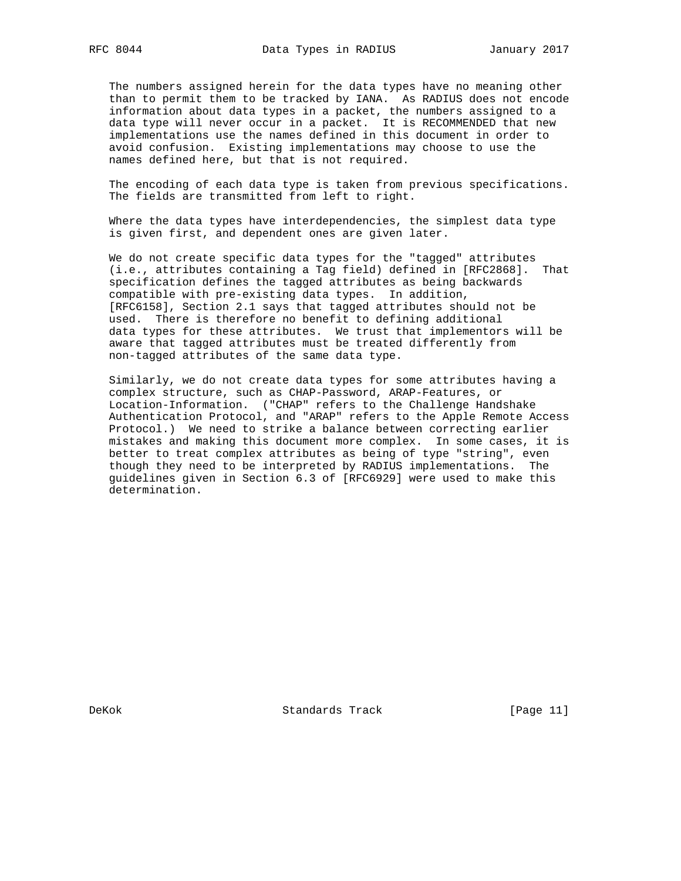The numbers assigned herein for the data types have no meaning other than to permit them to be tracked by IANA. As RADIUS does not encode information about data types in a packet, the numbers assigned to a data type will never occur in a packet. It is RECOMMENDED that new implementations use the names defined in this document in order to avoid confusion. Existing implementations may choose to use the names defined here, but that is not required.

The encoding of each data type is taken from previous specifications. The fields are transmitted from left to right.

Where the data types have interdependencies, the simplest data type is given first, and dependent ones are given later.

We do not create specific data types for the "tagged" attributes (i.e., attributes containing a Tag field) defined in [RFC2868]. That specification defines the tagged attributes as being backwards compatible with pre-existing data types. In addition, [RFC6158], Section 2.1 says that tagged attributes should not be used. There is therefore no benefit to defining additional data types for these attributes. We trust that implementors will be aware that tagged attributes must be treated differently from non-tagged attributes of the same data type.

Similarly, we do not create data types for some attributes having a complex structure, such as CHAP-Password, ARAP-Features, or Location-Information. ("CHAP" refers to the Challenge Handshake Authentication Protocol, and "ARAP" refers to the Apple Remote Access Protocol.) We need to strike a balance between correcting earlier mistakes and making this document more complex. In some cases, it is better to treat complex attributes as being of type "string", even though they need to be interpreted by RADIUS implementations. The guidelines given in Section 6.3 of [RFC6929] were used to make this determination.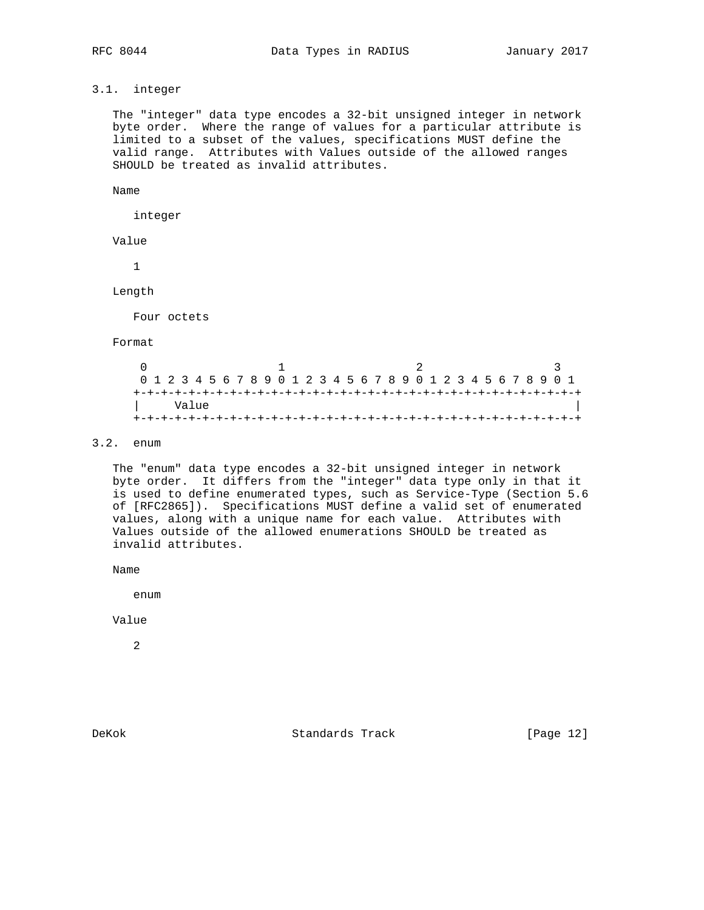### 3.1. integer

The "integer" data type encodes a 32-bit unsigned integer in network byte order. Where the range of values for a particular attribute is limited to a subset of the values, specifications MUST define the valid range. Attributes with Values outside of the allowed ranges SHOULD be treated as invalid attributes.

Name

integer

Value

1

Length

Four octets

Format

```
 0                   1                   2                   3
 0 1 2 3 4 5 6 7 8 9 0 1 2 3 4 5 6 7 8 9 0 1 2 3 4 5 6 7 8 9 0 1
+-+-+-+-+-+-+-+-+-+-+-+-+-+-+-+-+-+-+-+-+-+-+-+-+-+-+-+-+-+-+-+-+
|     Value                                                     |
+-+-+-+-+-+-+-+-+-+-+-+-+-+-+-+-+-+-+-+-+-+-+-+-+-+-+-+-+-+-+-+-+
```

### 3.2. enum

The "enum" data type encodes a 32-bit unsigned integer in network byte order. It differs from the "integer" data type only in that it is used to define enumerated types, such as Service-Type (Section 5.6 of [RFC2865]). Specifications MUST define a valid set of enumerated values, along with a unique name for each value. Attributes with Values outside of the allowed enumerations SHOULD be treated as invalid attributes.

Name

enum

Value

2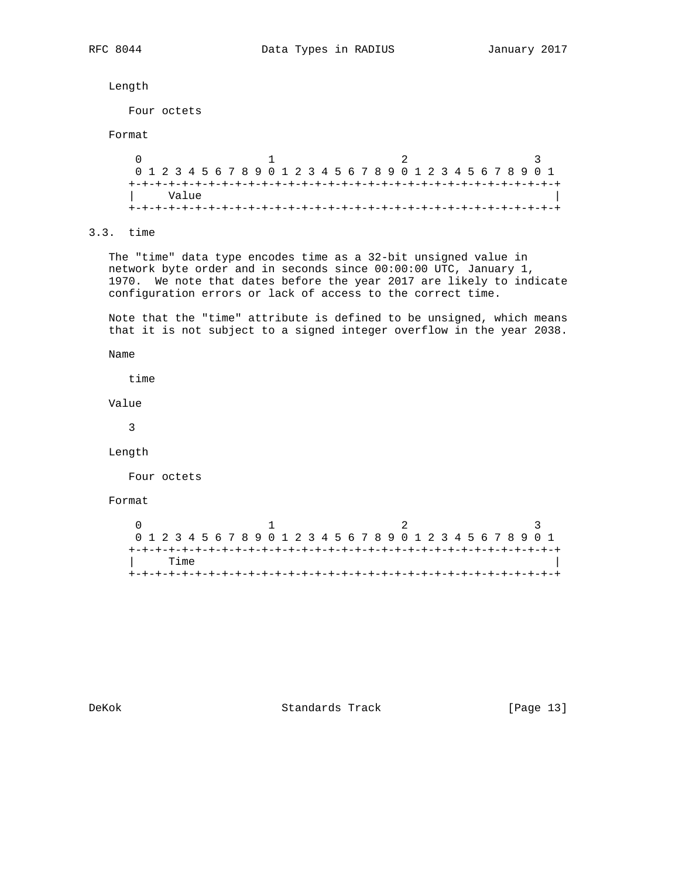Length

Four octets

Format

```
 0                   1                   2                   3
 0 1 2 3 4 5 6 7 8 9 0 1 2 3 4 5 6 7 8 9 0 1 2 3 4 5 6 7 8 9 0 1
+-+-+-+-+-+-+-+-+-+-+-+-+-+-+-+-+-+-+-+-+-+-+-+-+-+-+-+-+-+-+-+-+
|     Value                                                     |
+-+-+-+-+-+-+-+-+-+-+-+-+-+-+-+-+-+-+-+-+-+-+-+-+-+-+-+-+-+-+-+-+
```

### 3.3. time

The "time" data type encodes time as a 32-bit unsigned value in network byte order and in seconds since 00:00:00 UTC, January 1, 1970. We note that dates before the year 2017 are likely to indicate configuration errors or lack of access to the correct time.

Note that the "time" attribute is defined to be unsigned, which means that it is not subject to a signed integer overflow in the year 2038.

Name

time

Value

3

Length

Four octets

Format

```
 0                   1                   2                   3
 0 1 2 3 4 5 6 7 8 9 0 1 2 3 4 5 6 7 8 9 0 1 2 3 4 5 6 7 8 9 0 1
+-+-+-+-+-+-+-+-+-+-+-+-+-+-+-+-+-+-+-+-+-+-+-+-+-+-+-+-+-+-+-+-+
|     Time                                                      |
+-+-+-+-+-+-+-+-+-+-+-+-+-+-+-+-+-+-+-+-+-+-+-+-+-+-+-+-+-+-+-+-+
```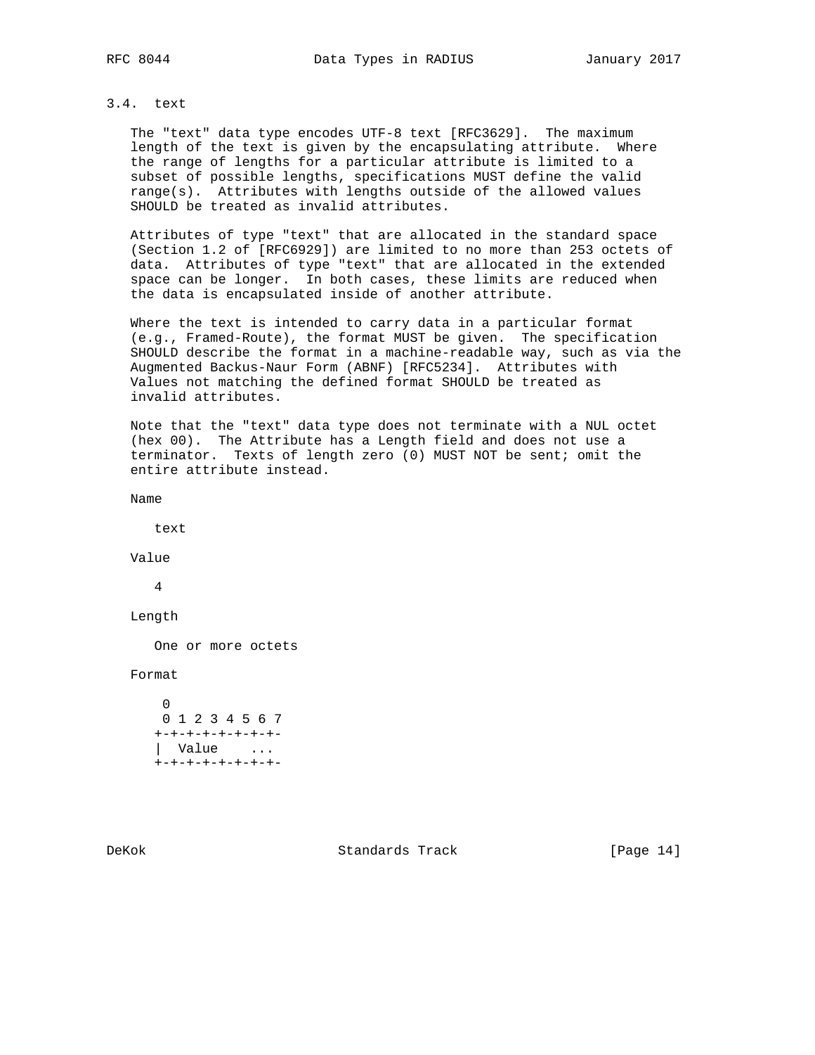### 3.4. text

The "text" data type encodes UTF-8 text [RFC3629]. The maximum length of the text is given by the encapsulating attribute. Where the range of lengths for a particular attribute is limited to a subset of possible lengths, specifications MUST define the valid range(s). Attributes with lengths outside of the allowed values SHOULD be treated as invalid attributes.

Attributes of type "text" that are allocated in the standard space (Section 1.2 of [RFC6929]) are limited to no more than 253 octets of data. Attributes of type "text" that are allocated in the extended space can be longer. In both cases, these limits are reduced when the data is encapsulated inside of another attribute.

Where the text is intended to carry data in a particular format (e.g., Framed-Route), the format MUST be given. The specification SHOULD describe the format in a machine-readable way, such as via the Augmented Backus-Naur Form (ABNF) [RFC5234]. Attributes with Values not matching the defined format SHOULD be treated as invalid attributes.

Note that the "text" data type does not terminate with a NUL octet (hex 00). The Attribute has a Length field and does not use a terminator. Texts of length zero (0) MUST NOT be sent; omit the entire attribute instead.

Name

text

Value

4

Length

One or more octets

Format

```
 0
 0 1 2 3 4 5 6 7
+-+-+-+-+-+-+-+-
|  Value    ...
+-+-+-+-+-+-+-+-
```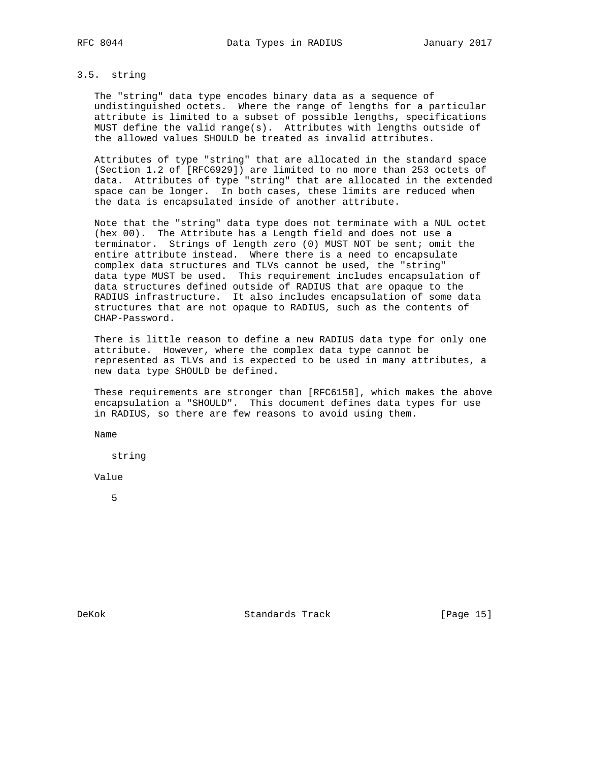### 3.5. string

The "string" data type encodes binary data as a sequence of undistinguished octets. Where the range of lengths for a particular attribute is limited to a subset of possible lengths, specifications MUST define the valid range(s). Attributes with lengths outside of the allowed values SHOULD be treated as invalid attributes.

Attributes of type "string" that are allocated in the standard space (Section 1.2 of [RFC6929]) are limited to no more than 253 octets of data. Attributes of type "string" that are allocated in the extended space can be longer. In both cases, these limits are reduced when the data is encapsulated inside of another attribute.

Note that the "string" data type does not terminate with a NUL octet (hex 00). The Attribute has a Length field and does not use a terminator. Strings of length zero (0) MUST NOT be sent; omit the entire attribute instead. Where there is a need to encapsulate complex data structures and TLVs cannot be used, the "string" data type MUST be used. This requirement includes encapsulation of data structures defined outside of RADIUS that are opaque to the RADIUS infrastructure. It also includes encapsulation of some data structures that are not opaque to RADIUS, such as the contents of CHAP-Password.

There is little reason to define a new RADIUS data type for only one attribute. However, where the complex data type cannot be represented as TLVs and is expected to be used in many attributes, a new data type SHOULD be defined.

These requirements are stronger than [RFC6158], which makes the above encapsulation a "SHOULD". This document defines data types for use in RADIUS, so there are few reasons to avoid using them.

Name

string

Value

5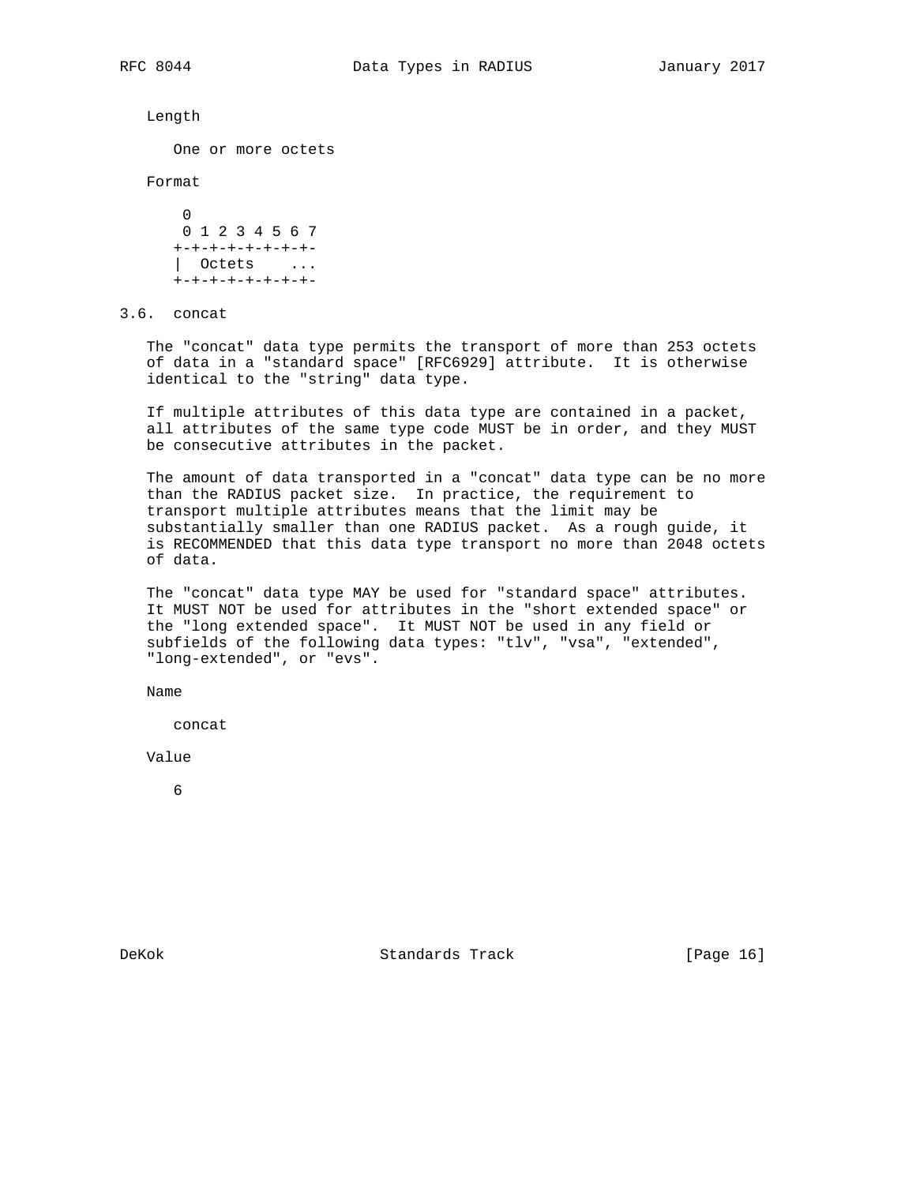Length

One or more octets

Format

```
 0
 0 1 2 3 4 5 6 7
+-+-+-+-+-+-+-+-
|  Octets    ...
+-+-+-+-+-+-+-+-
```

### 3.6. concat

The "concat" data type permits the transport of more than 253 octets of data in a "standard space" [RFC6929] attribute. It is otherwise identical to the "string" data type.

If multiple attributes of this data type are contained in a packet, all attributes of the same type code MUST be in order, and they MUST be consecutive attributes in the packet.

The amount of data transported in a "concat" data type can be no more than the RADIUS packet size. In practice, the requirement to transport multiple attributes means that the limit may be substantially smaller than one RADIUS packet. As a rough guide, it is RECOMMENDED that this data type transport no more than 2048 octets of data.

The "concat" data type MAY be used for "standard space" attributes. It MUST NOT be used for attributes in the "short extended space" or the "long extended space". It MUST NOT be used in any field or subfields of the following data types: "tlv", "vsa", "extended", "long-extended", or "evs".

Name

concat

Value

6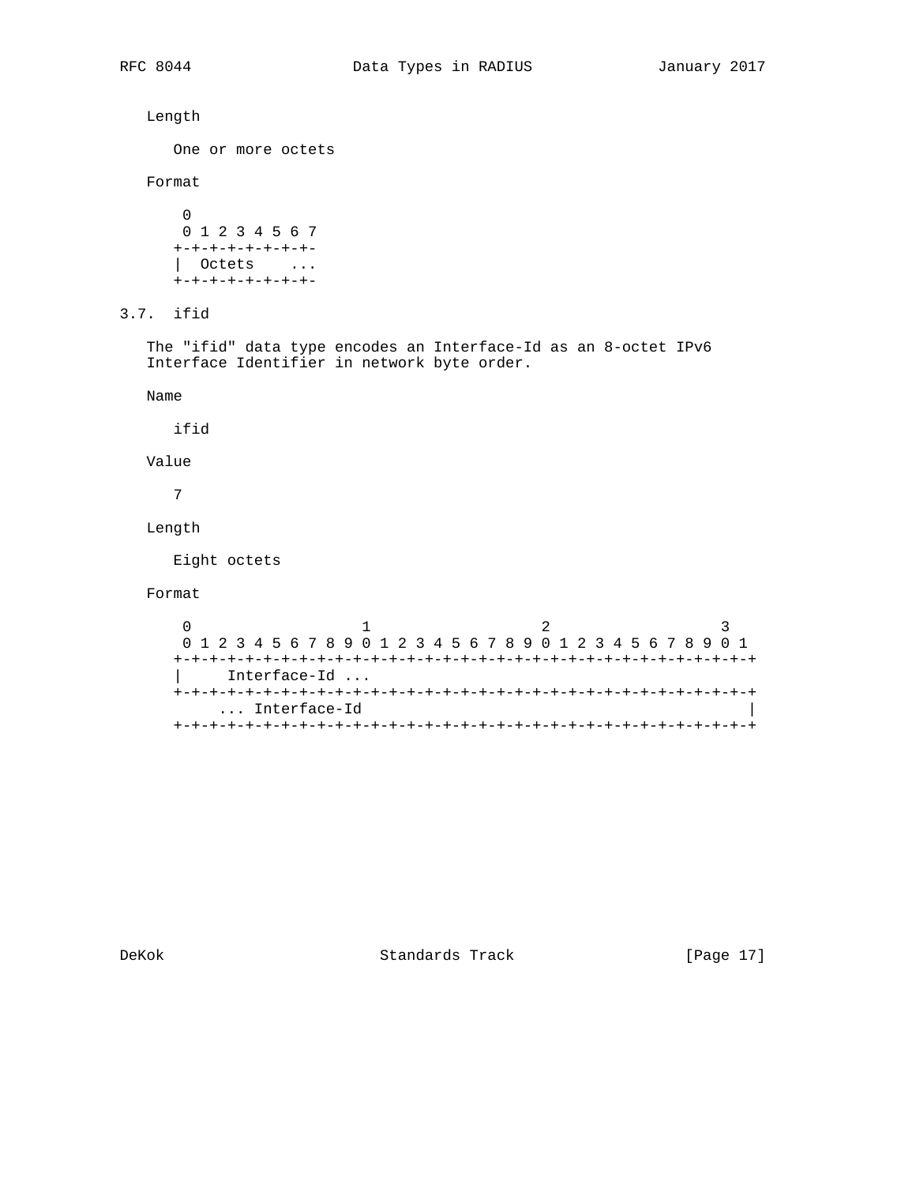Length

One or more octets

Format

```
 0
 0 1 2 3 4 5 6 7
+-+-+-+-+-+-+-+-
|  Octets    ...
+-+-+-+-+-+-+-+-
```

### 3.7. ifid

The "ifid" data type encodes an Interface-Id as an 8-octet IPv6 Interface Identifier in network byte order.

Name

ifid

Value

7

Length

Eight octets

Format

```
 0                   1                   2                   3
 0 1 2 3 4 5 6 7 8 9 0 1 2 3 4 5 6 7 8 9 0 1 2 3 4 5 6 7 8 9 0 1
+-+-+-+-+-+-+-+-+-+-+-+-+-+-+-+-+-+-+-+-+-+-+-+-+-+-+-+-+-+-+-+-+
|     Interface-Id ...
+-+-+-+-+-+-+-+-+-+-+-+-+-+-+-+-+-+-+-+-+-+-+-+-+-+-+-+-+-+-+-+-+
     ... Interface-Id                                            |
+-+-+-+-+-+-+-+-+-+-+-+-+-+-+-+-+-+-+-+-+-+-+-+-+-+-+-+-+-+-+-+-+
```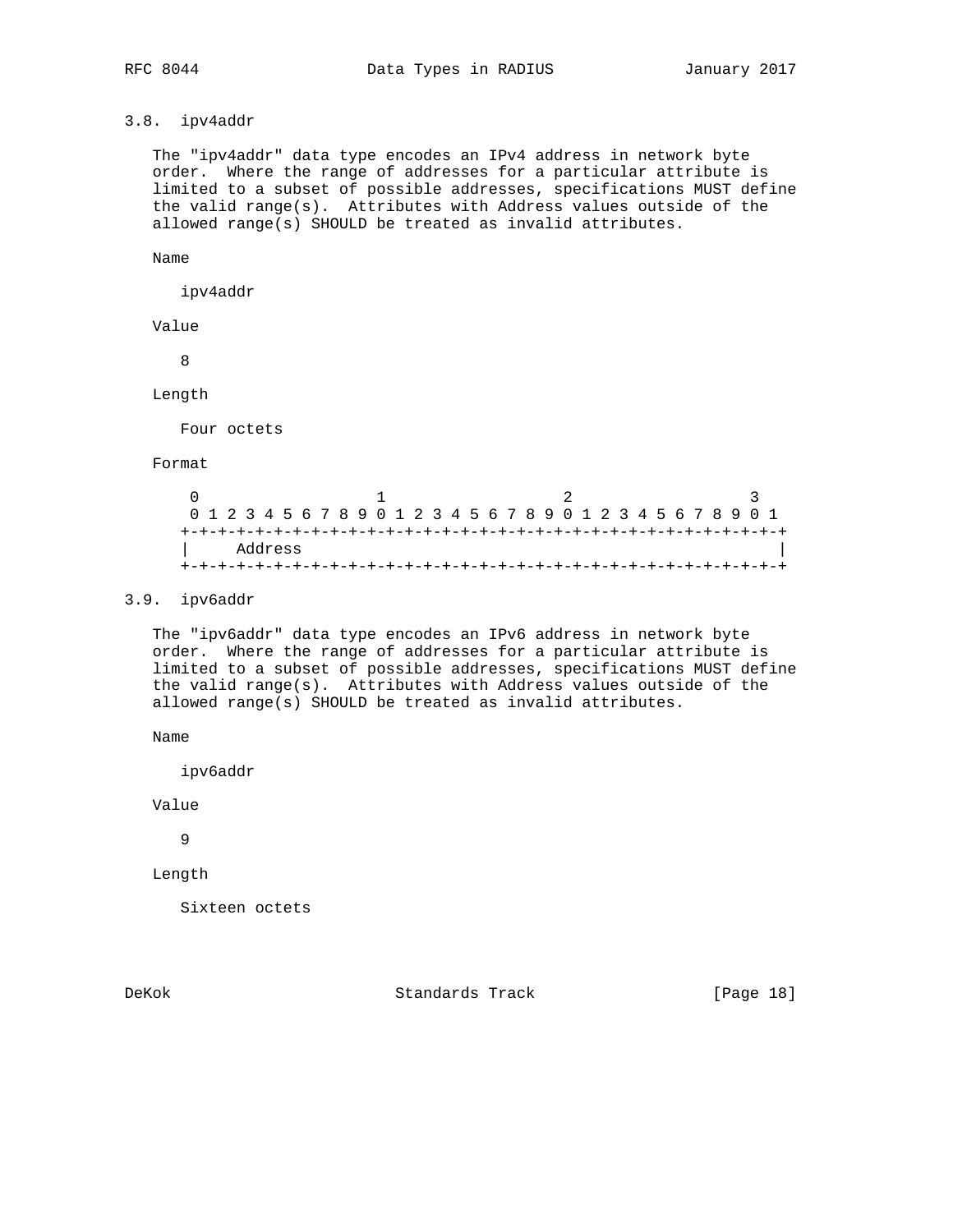### 3.8. ipv4addr

The "ipv4addr" data type encodes an IPv4 address in network byte order. Where the range of addresses for a particular attribute is limited to a subset of possible addresses, specifications MUST define the valid range(s). Attributes with Address values outside of the allowed range(s) SHOULD be treated as invalid attributes.

Name

ipv4addr

Value

8

Length

Four octets

Format

```
 0                   1                   2                   3
 0 1 2 3 4 5 6 7 8 9 0 1 2 3 4 5 6 7 8 9 0 1 2 3 4 5 6 7 8 9 0 1
+-+-+-+-+-+-+-+-+-+-+-+-+-+-+-+-+-+-+-+-+-+-+-+-+-+-+-+-+-+-+-+-+
|     Address                                                   |
+-+-+-+-+-+-+-+-+-+-+-+-+-+-+-+-+-+-+-+-+-+-+-+-+-+-+-+-+-+-+-+-+
```

### 3.9. ipv6addr

The "ipv6addr" data type encodes an IPv6 address in network byte order. Where the range of addresses for a particular attribute is limited to a subset of possible addresses, specifications MUST define the valid range(s). Attributes with Address values outside of the allowed range(s) SHOULD be treated as invalid attributes.

Name

ipv6addr

Value

9

Length

Sixteen octets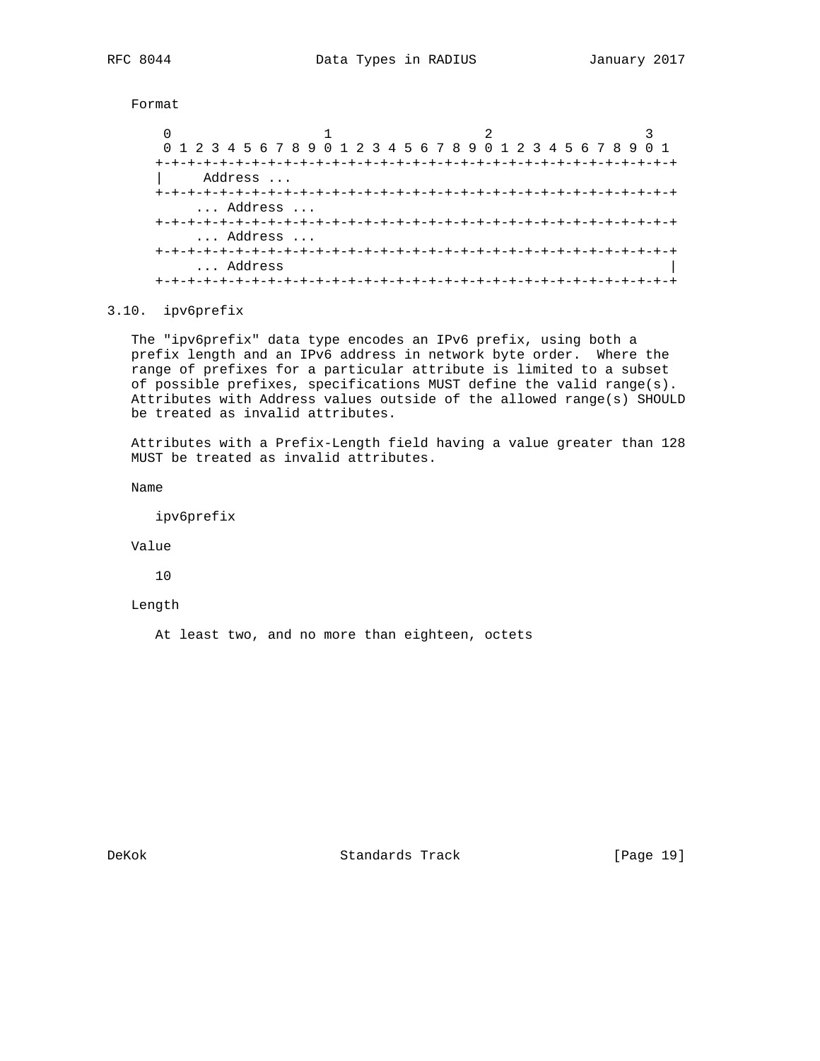Format

```
    0                   1                   2                   3
    0 1 2 3 4 5 6 7 8 9 0 1 2 3 4 5 6 7 8 9 0 1 2 3 4 5 6 7 8 9 0 1
   +-+-+-+-+-+-+-+-+-+-+-+-+-+-+-+-+-+-+-+-+-+-+-+-+-+-+-+-+-+-+-+-+
   |     Address ...
   +-+-+-+-+-+-+-+-+-+-+-+-+-+-+-+-+-+-+-+-+-+-+-+-+-+-+-+-+-+-+-+-+
       ... Address ...
   +-+-+-+-+-+-+-+-+-+-+-+-+-+-+-+-+-+-+-+-+-+-+-+-+-+-+-+-+-+-+-+-+
       ... Address ...
   +-+-+-+-+-+-+-+-+-+-+-+-+-+-+-+-+-+-+-+-+-+-+-+-+-+-+-+-+-+-+-+-+
       ... Address                                                 |
   +-+-+-+-+-+-+-+-+-+-+-+-+-+-+-+-+-+-+-+-+-+-+-+-+-+-+-+-+-+-+-+-+
```

### 3.10. ipv6prefix

The "ipv6prefix" data type encodes an IPv6 prefix, using both a prefix length and an IPv6 address in network byte order. Where the range of prefixes for a particular attribute is limited to a subset of possible prefixes, specifications MUST define the valid range(s). Attributes with Address values outside of the allowed range(s) SHOULD be treated as invalid attributes.

Attributes with a Prefix-Length field having a value greater than 128 MUST be treated as invalid attributes.

Name

ipv6prefix

Value

10

Length

At least two, and no more than eighteen, octets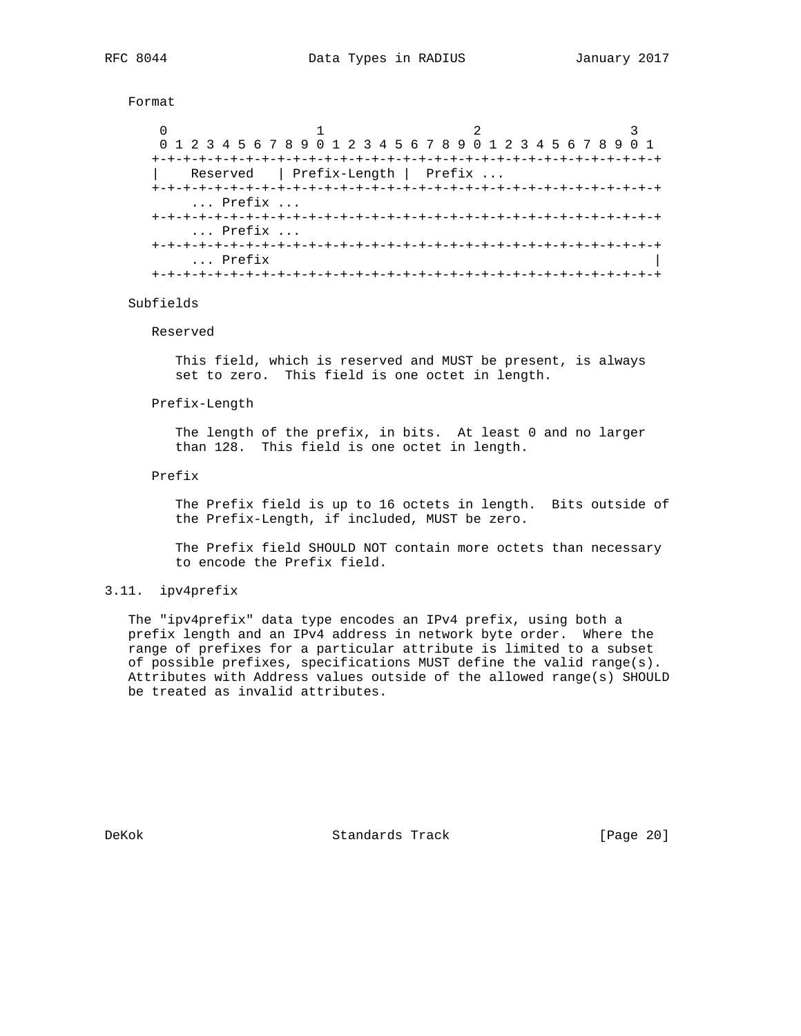Format

```
 0                   1                   2                   3
 0 1 2 3 4 5 6 7 8 9 0 1 2 3 4 5 6 7 8 9 0 1 2 3 4 5 6 7 8 9 0 1
+-+-+-+-+-+-+-+-+-+-+-+-+-+-+-+-+-+-+-+-+-+-+-+-+-+-+-+-+-+-+-+-+
|    Reserved   | Prefix-Length |  Prefix ...
+-+-+-+-+-+-+-+-+-+-+-+-+-+-+-+-+-+-+-+-+-+-+-+-+-+-+-+-+-+-+-+-+
     ... Prefix ...
+-+-+-+-+-+-+-+-+-+-+-+-+-+-+-+-+-+-+-+-+-+-+-+-+-+-+-+-+-+-+-+-+
     ... Prefix ...
+-+-+-+-+-+-+-+-+-+-+-+-+-+-+-+-+-+-+-+-+-+-+-+-+-+-+-+-+-+-+-+-+
     ... Prefix                                                  |
+-+-+-+-+-+-+-+-+-+-+-+-+-+-+-+-+-+-+-+-+-+-+-+-+-+-+-+-+-+-+-+-+
```

Subfields

Reserved

This field, which is reserved and MUST be present, is always set to zero. This field is one octet in length.

Prefix-Length

The length of the prefix, in bits. At least 0 and no larger than 128. This field is one octet in length.

Prefix

The Prefix field is up to 16 octets in length. Bits outside of the Prefix-Length, if included, MUST be zero.

The Prefix field SHOULD NOT contain more octets than necessary to encode the Prefix field.

### 3.11. ipv4prefix

The "ipv4prefix" data type encodes an IPv4 prefix, using both a prefix length and an IPv4 address in network byte order. Where the range of prefixes for a particular attribute is limited to a subset of possible prefixes, specifications MUST define the valid range(s). Attributes with Address values outside of the allowed range(s) SHOULD be treated as invalid attributes.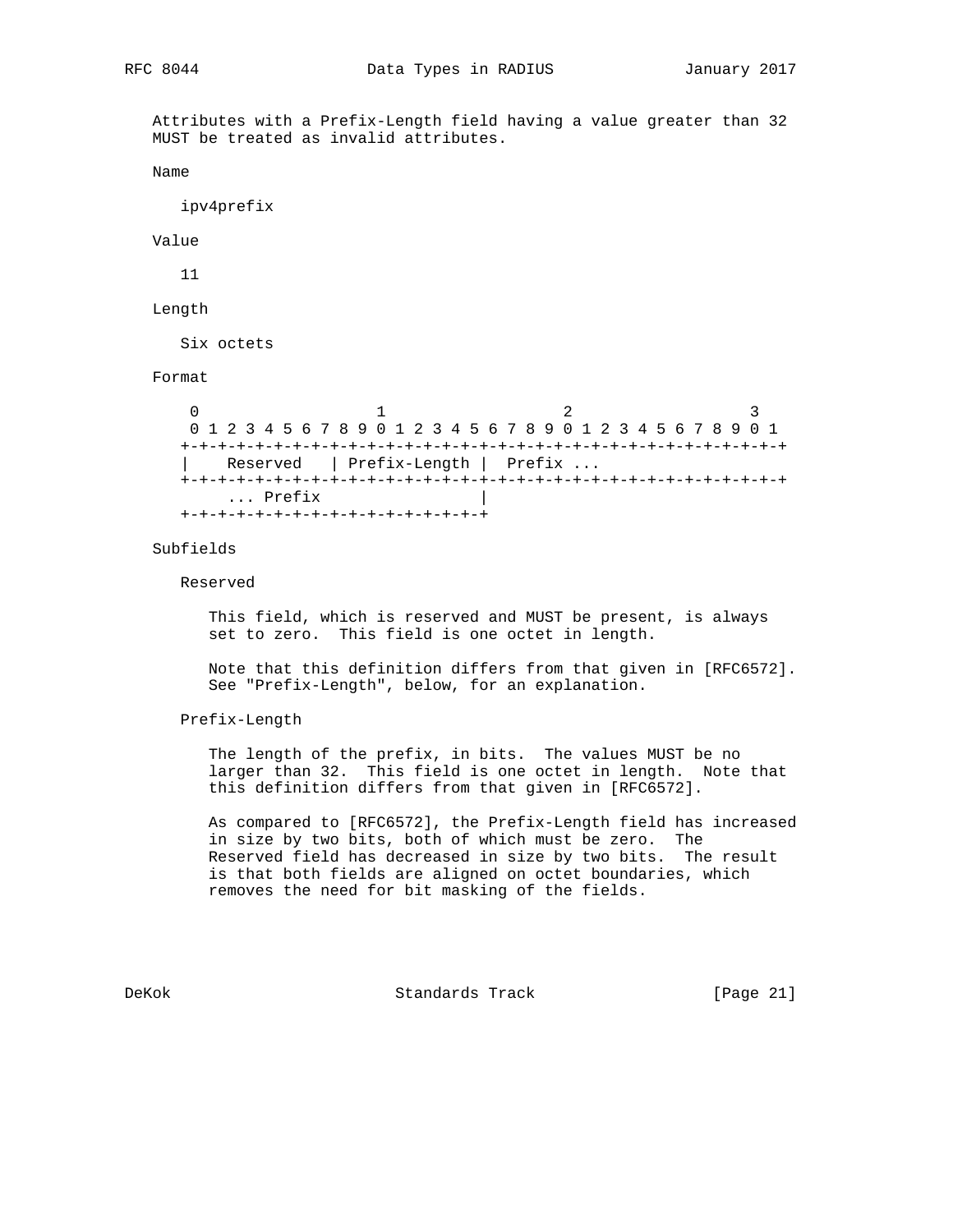Attributes with a Prefix-Length field having a value greater than 32 MUST be treated as invalid attributes.

Name

ipv4prefix

Value

11

Length

Six octets

Format

```
 0                   1                   2                   3
 0 1 2 3 4 5 6 7 8 9 0 1 2 3 4 5 6 7 8 9 0 1 2 3 4 5 6 7 8 9 0 1
+-+-+-+-+-+-+-+-+-+-+-+-+-+-+-+-+-+-+-+-+-+-+-+-+-+-+-+-+-+-+-+-+
|    Reserved   | Prefix-Length |  Prefix ...
+-+-+-+-+-+-+-+-+-+-+-+-+-+-+-+-+-+-+-+-+-+-+-+-+-+-+-+-+-+-+-+-+
     ... Prefix                 |
+-+-+-+-+-+-+-+-+-+-+-+-+-+-+-+-+
```

Subfields

Reserved

This field, which is reserved and MUST be present, is always set to zero. This field is one octet in length.

Note that this definition differs from that given in [RFC6572]. See "Prefix-Length", below, for an explanation.

Prefix-Length

The length of the prefix, in bits. The values MUST be no larger than 32. This field is one octet in length. Note that this definition differs from that given in [RFC6572].

As compared to [RFC6572], the Prefix-Length field has increased in size by two bits, both of which must be zero. The Reserved field has decreased in size by two bits. The result is that both fields are aligned on octet boundaries, which removes the need for bit masking of the fields.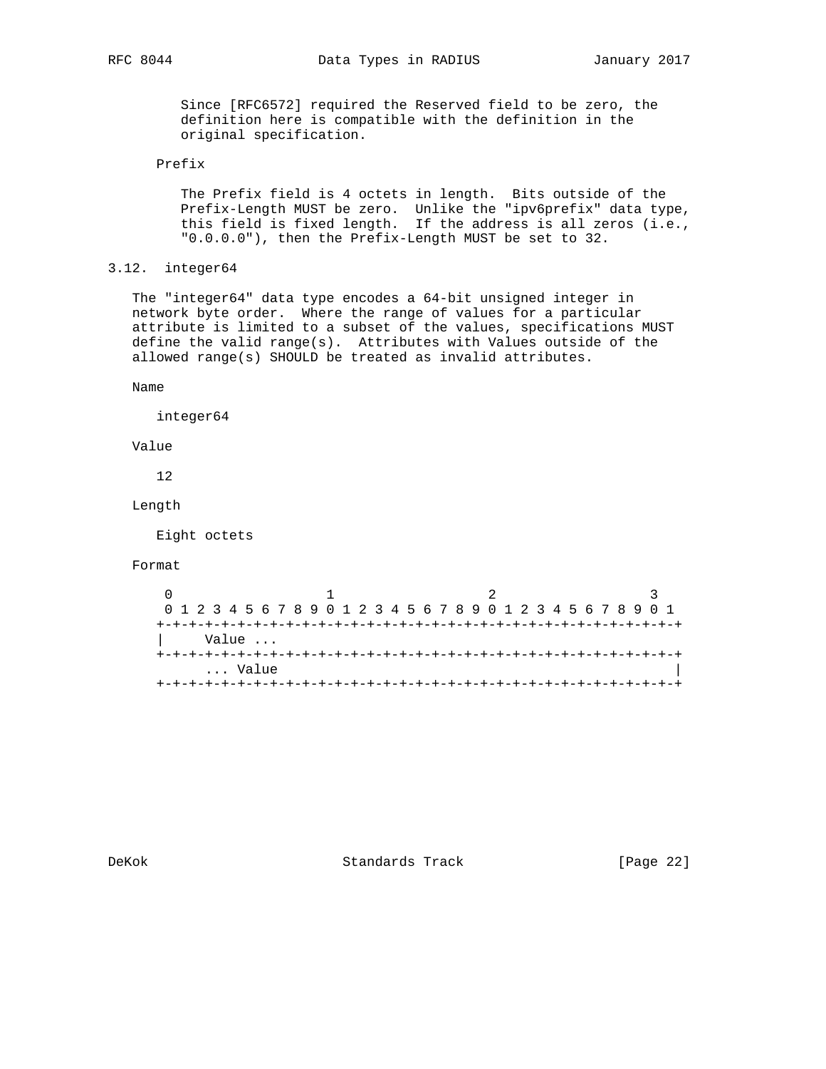Since [RFC6572] required the Reserved field to be zero, the definition here is compatible with the definition in the original specification.

Prefix

The Prefix field is 4 octets in length. Bits outside of the Prefix-Length MUST be zero. Unlike the "ipv6prefix" data type, this field is fixed length. If the address is all zeros (i.e., "0.0.0.0"), then the Prefix-Length MUST be set to 32.

### 3.12. integer64

The "integer64" data type encodes a 64-bit unsigned integer in network byte order. Where the range of values for a particular attribute is limited to a subset of the values, specifications MUST define the valid range(s). Attributes with Values outside of the allowed range(s) SHOULD be treated as invalid attributes.

Name

integer64

Value

12

Length

Eight octets

Format

```
 0                   1                   2                   3
 0 1 2 3 4 5 6 7 8 9 0 1 2 3 4 5 6 7 8 9 0 1 2 3 4 5 6 7 8 9 0 1
+-+-+-+-+-+-+-+-+-+-+-+-+-+-+-+-+-+-+-+-+-+-+-+-+-+-+-+-+-+-+-+-+
|     Value ...
+-+-+-+-+-+-+-+-+-+-+-+-+-+-+-+-+-+-+-+-+-+-+-+-+-+-+-+-+-+-+-+-+
      ... Value                                                  |
+-+-+-+-+-+-+-+-+-+-+-+-+-+-+-+-+-+-+-+-+-+-+-+-+-+-+-+-+-+-+-+-+
```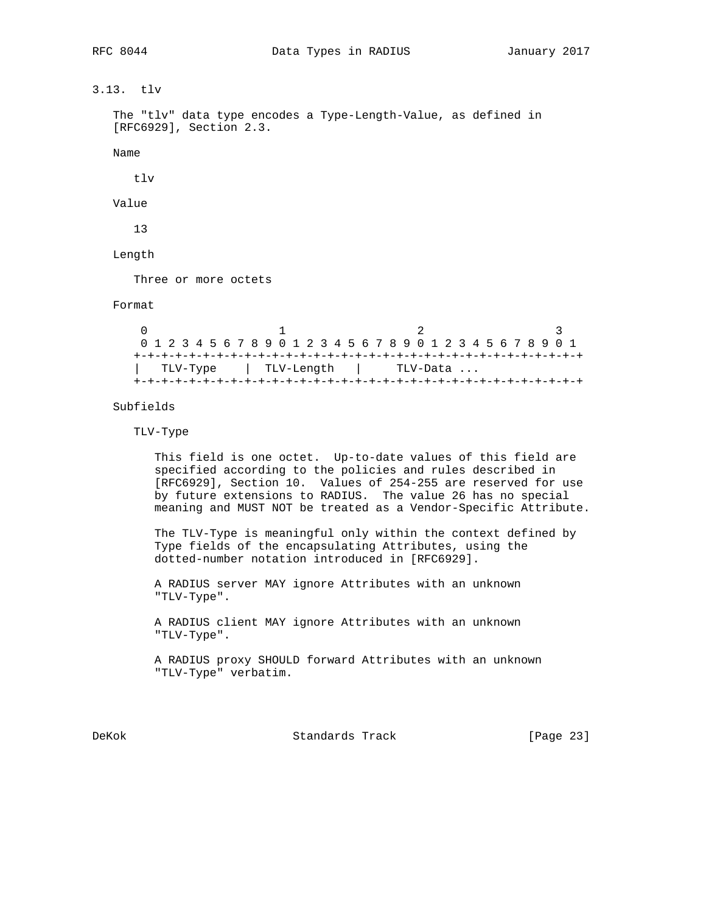### 3.13. tlv

The "tlv" data type encodes a Type-Length-Value, as defined in [RFC6929], Section 2.3.

Name

tlv

Value

13

Length

Three or more octets

Format

```
 0                   1                   2                   3
 0 1 2 3 4 5 6 7 8 9 0 1 2 3 4 5 6 7 8 9 0 1 2 3 4 5 6 7 8 9 0 1
+-+-+-+-+-+-+-+-+-+-+-+-+-+-+-+-+-+-+-+-+-+-+-+-+-+-+-+-+-+-+-+-+
|   TLV-Type    |  TLV-Length   |     TLV-Data ...
+-+-+-+-+-+-+-+-+-+-+-+-+-+-+-+-+-+-+-+-+-+-+-+-+-+-+-+-+-+-+-+-+
```

Subfields

TLV-Type

This field is one octet. Up-to-date values of this field are specified according to the policies and rules described in [RFC6929], Section 10. Values of 254-255 are reserved for use by future extensions to RADIUS. The value 26 has no special meaning and MUST NOT be treated as a Vendor-Specific Attribute.

The TLV-Type is meaningful only within the context defined by Type fields of the encapsulating Attributes, using the dotted-number notation introduced in [RFC6929].

A RADIUS server MAY ignore Attributes with an unknown "TLV-Type".

A RADIUS client MAY ignore Attributes with an unknown "TLV-Type".

A RADIUS proxy SHOULD forward Attributes with an unknown "TLV-Type" verbatim.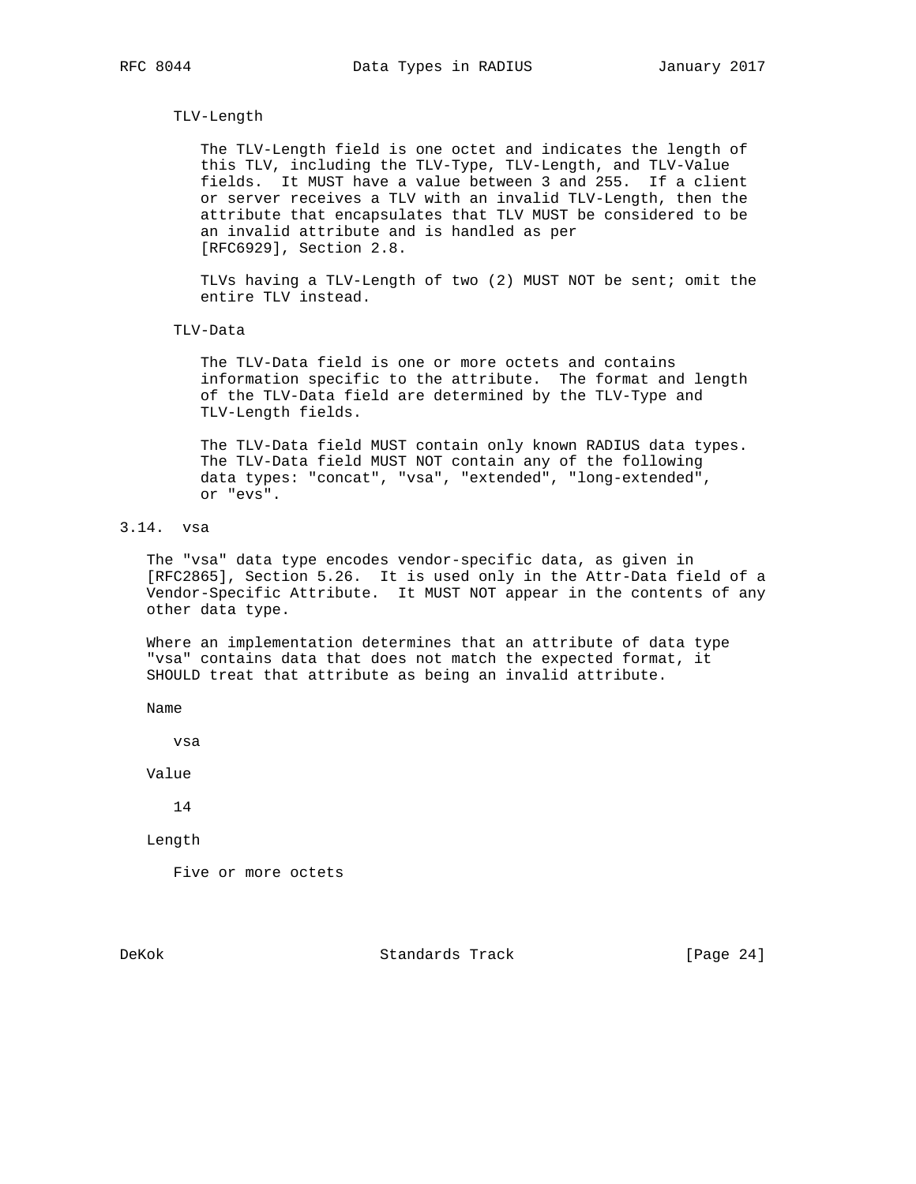TLV-Length

The TLV-Length field is one octet and indicates the length of this TLV, including the TLV-Type, TLV-Length, and TLV-Value fields. It MUST have a value between 3 and 255. If a client or server receives a TLV with an invalid TLV-Length, then the attribute that encapsulates that TLV MUST be considered to be an invalid attribute and is handled as per [RFC6929], Section 2.8.

TLVs having a TLV-Length of two (2) MUST NOT be sent; omit the entire TLV instead.

TLV-Data

The TLV-Data field is one or more octets and contains information specific to the attribute. The format and length of the TLV-Data field are determined by the TLV-Type and TLV-Length fields.

The TLV-Data field MUST contain only known RADIUS data types. The TLV-Data field MUST NOT contain any of the following data types: "concat", "vsa", "extended", "long-extended", or "evs".

### 3.14. vsa

The "vsa" data type encodes vendor-specific data, as given in [RFC2865], Section 5.26. It is used only in the Attr-Data field of a Vendor-Specific Attribute. It MUST NOT appear in the contents of any other data type.

Where an implementation determines that an attribute of data type "vsa" contains data that does not match the expected format, it SHOULD treat that attribute as being an invalid attribute.

Name

vsa

Value

14

Length

Five or more octets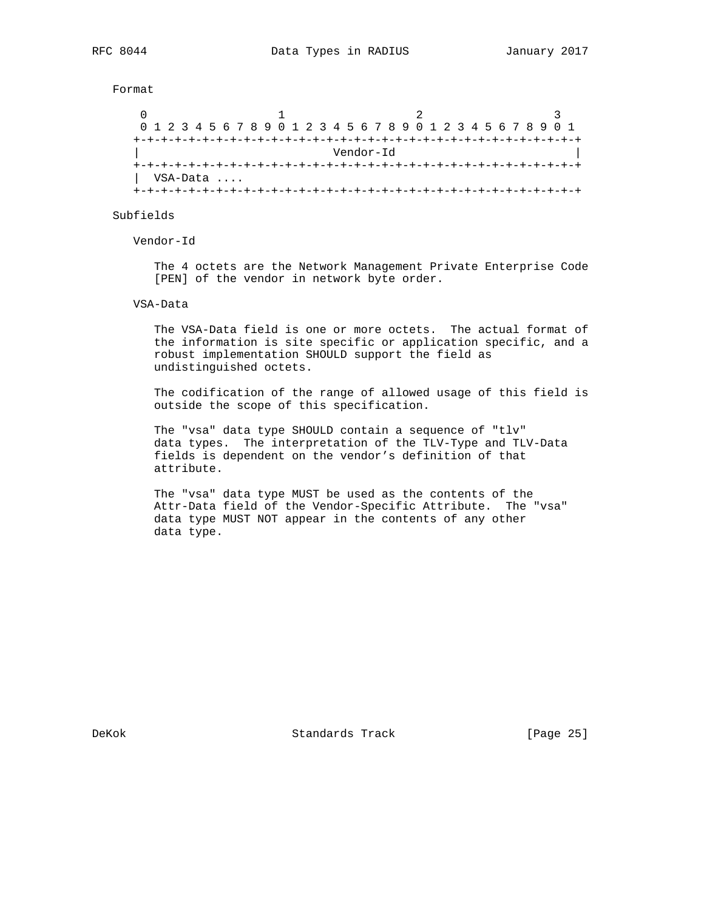Format

```
 0                   1                   2                   3
 0 1 2 3 4 5 6 7 8 9 0 1 2 3 4 5 6 7 8 9 0 1 2 3 4 5 6 7 8 9 0 1
+-+-+-+-+-+-+-+-+-+-+-+-+-+-+-+-+-+-+-+-+-+-+-+-+-+-+-+-+-+-+-+-+
|                            Vendor-Id                          |
+-+-+-+-+-+-+-+-+-+-+-+-+-+-+-+-+-+-+-+-+-+-+-+-+-+-+-+-+-+-+-+-+
|  VSA-Data ....
+-+-+-+-+-+-+-+-+-+-+-+-+-+-+-+-+-+-+-+-+-+-+-+-+-+-+-+-+-+-+-+-+
```

Subfields

Vendor-Id

The 4 octets are the Network Management Private Enterprise Code [PEN] of the vendor in network byte order.

VSA-Data

The VSA-Data field is one or more octets. The actual format of the information is site specific or application specific, and a robust implementation SHOULD support the field as undistinguished octets.

The codification of the range of allowed usage of this field is outside the scope of this specification.

The "vsa" data type SHOULD contain a sequence of "tlv" data types. The interpretation of the TLV-Type and TLV-Data fields is dependent on the vendor’s definition of that attribute.

The "vsa" data type MUST be used as the contents of the Attr-Data field of the Vendor-Specific Attribute. The "vsa" data type MUST NOT appear in the contents of any other data type.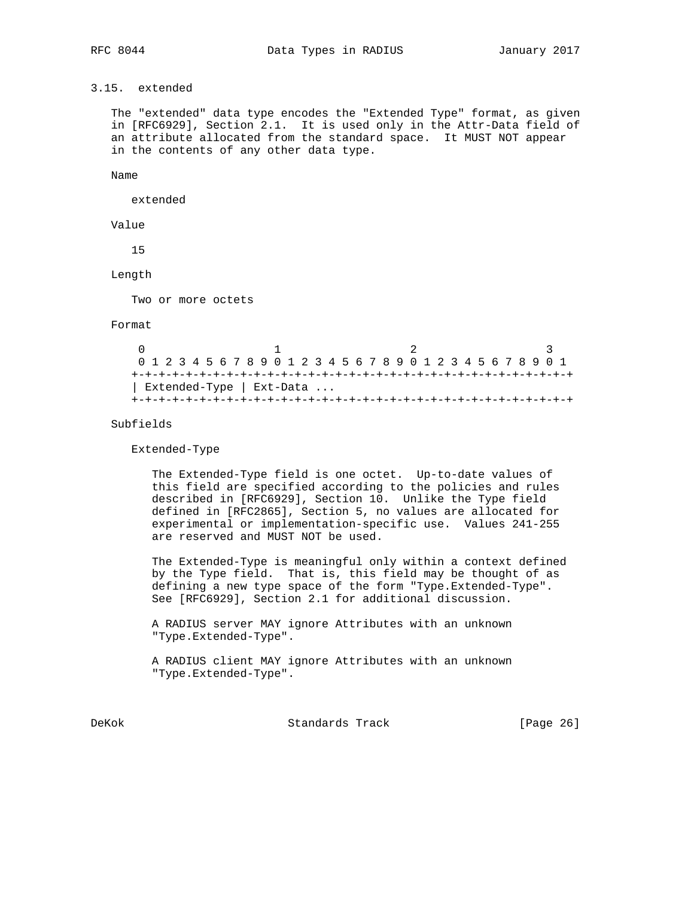### 3.15. extended

The "extended" data type encodes the "Extended Type" format, as given in [RFC6929], Section 2.1. It is used only in the Attr-Data field of an attribute allocated from the standard space. It MUST NOT appear in the contents of any other data type.

Name

extended

Value

15

Length

Two or more octets

Format

```
 0                   1                   2                   3
 0 1 2 3 4 5 6 7 8 9 0 1 2 3 4 5 6 7 8 9 0 1 2 3 4 5 6 7 8 9 0 1
+-+-+-+-+-+-+-+-+-+-+-+-+-+-+-+-+-+-+-+-+-+-+-+-+-+-+-+-+-+-+-+-+
| Extended-Type | Ext-Data ...
+-+-+-+-+-+-+-+-+-+-+-+-+-+-+-+-+-+-+-+-+-+-+-+-+-+-+-+-+-+-+-+-+
```

Subfields

Extended-Type

The Extended-Type field is one octet. Up-to-date values of this field are specified according to the policies and rules described in [RFC6929], Section 10. Unlike the Type field defined in [RFC2865], Section 5, no values are allocated for experimental or implementation-specific use. Values 241-255 are reserved and MUST NOT be used.

The Extended-Type is meaningful only within a context defined by the Type field. That is, this field may be thought of as defining a new type space of the form "Type.Extended-Type". See [RFC6929], Section 2.1 for additional discussion.

A RADIUS server MAY ignore Attributes with an unknown "Type.Extended-Type".

A RADIUS client MAY ignore Attributes with an unknown "Type.Extended-Type".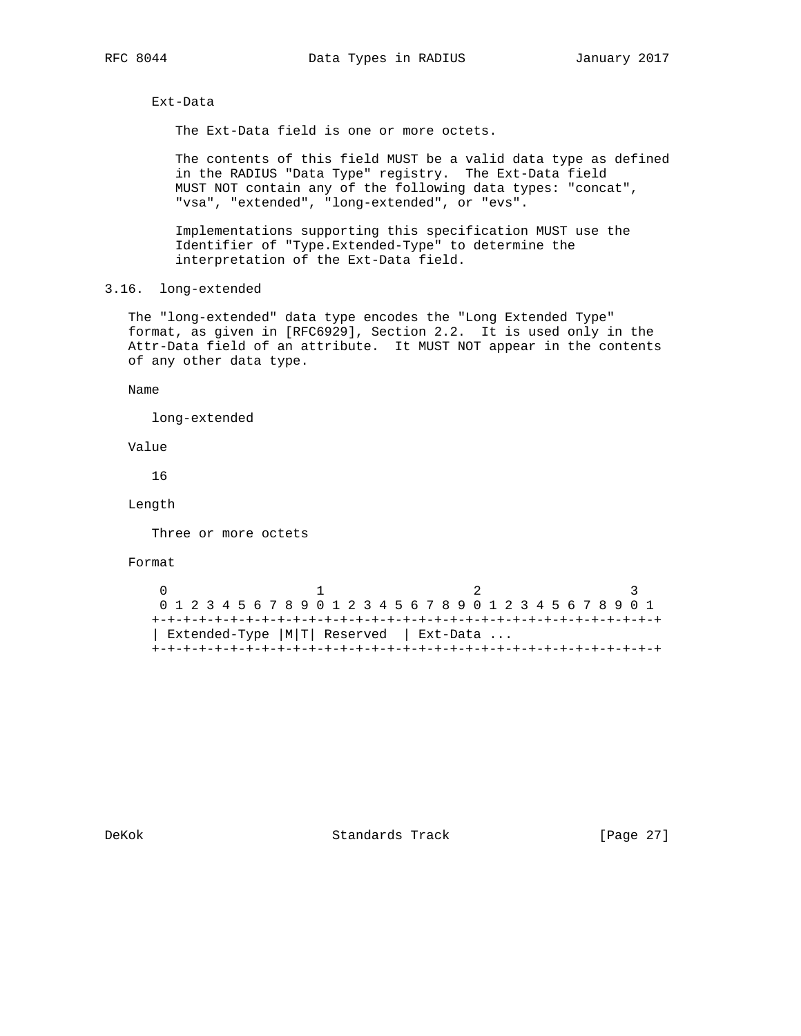Ext-Data

The Ext-Data field is one or more octets.

The contents of this field MUST be a valid data type as defined in the RADIUS "Data Type" registry. The Ext-Data field MUST NOT contain any of the following data types: "concat", "vsa", "extended", "long-extended", or "evs".

Implementations supporting this specification MUST use the Identifier of "Type.Extended-Type" to determine the interpretation of the Ext-Data field.

## 3.16. long-extended

The "long-extended" data type encodes the "Long Extended Type" format, as given in [RFC6929], Section 2.2. It is used only in the Attr-Data field of an attribute. It MUST NOT appear in the contents of any other data type.

Name

long-extended

Value

16

Length

Three or more octets

Format

```
 0                   1                   2                   3
 0 1 2 3 4 5 6 7 8 9 0 1 2 3 4 5 6 7 8 9 0 1 2 3 4 5 6 7 8 9 0 1
+-+-+-+-+-+-+-+-+-+-+-+-+-+-+-+-+-+-+-+-+-+-+-+-+-+-+-+-+-+-+-+-+
| Extended-Type |M|T| Reserved  | Ext-Data ...
+-+-+-+-+-+-+-+-+-+-+-+-+-+-+-+-+-+-+-+-+-+-+-+-+-+-+-+-+-+-+-+-+
```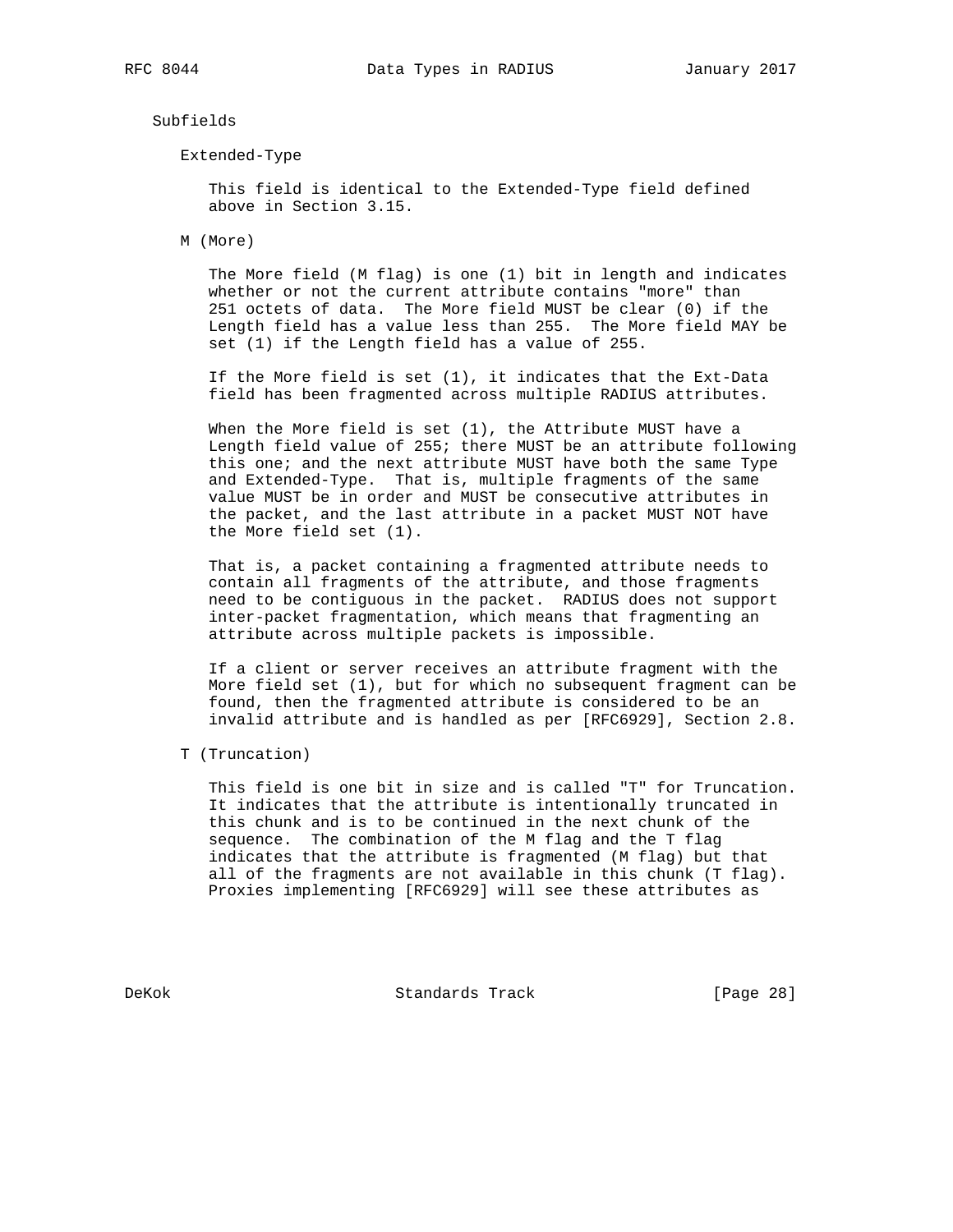Subfields

Extended-Type

This field is identical to the Extended-Type field defined above in Section 3.15.

M (More)

The More field (M flag) is one (1) bit in length and indicates whether or not the current attribute contains "more" than 251 octets of data. The More field MUST be clear (0) if the Length field has a value less than 255. The More field MAY be set (1) if the Length field has a value of 255.

If the More field is set (1), it indicates that the Ext-Data field has been fragmented across multiple RADIUS attributes.

When the More field is set (1), the Attribute MUST have a Length field value of 255; there MUST be an attribute following this one; and the next attribute MUST have both the same Type and Extended-Type. That is, multiple fragments of the same value MUST be in order and MUST be consecutive attributes in the packet, and the last attribute in a packet MUST NOT have the More field set (1).

That is, a packet containing a fragmented attribute needs to contain all fragments of the attribute, and those fragments need to be contiguous in the packet. RADIUS does not support inter-packet fragmentation, which means that fragmenting an attribute across multiple packets is impossible.

If a client or server receives an attribute fragment with the More field set (1), but for which no subsequent fragment can be found, then the fragmented attribute is considered to be an invalid attribute and is handled as per [RFC6929], Section 2.8.

T (Truncation)

This field is one bit in size and is called "T" for Truncation. It indicates that the attribute is intentionally truncated in this chunk and is to be continued in the next chunk of the sequence. The combination of the M flag and the T flag indicates that the attribute is fragmented (M flag) but that all of the fragments are not available in this chunk (T flag). Proxies implementing [RFC6929] will see these attributes as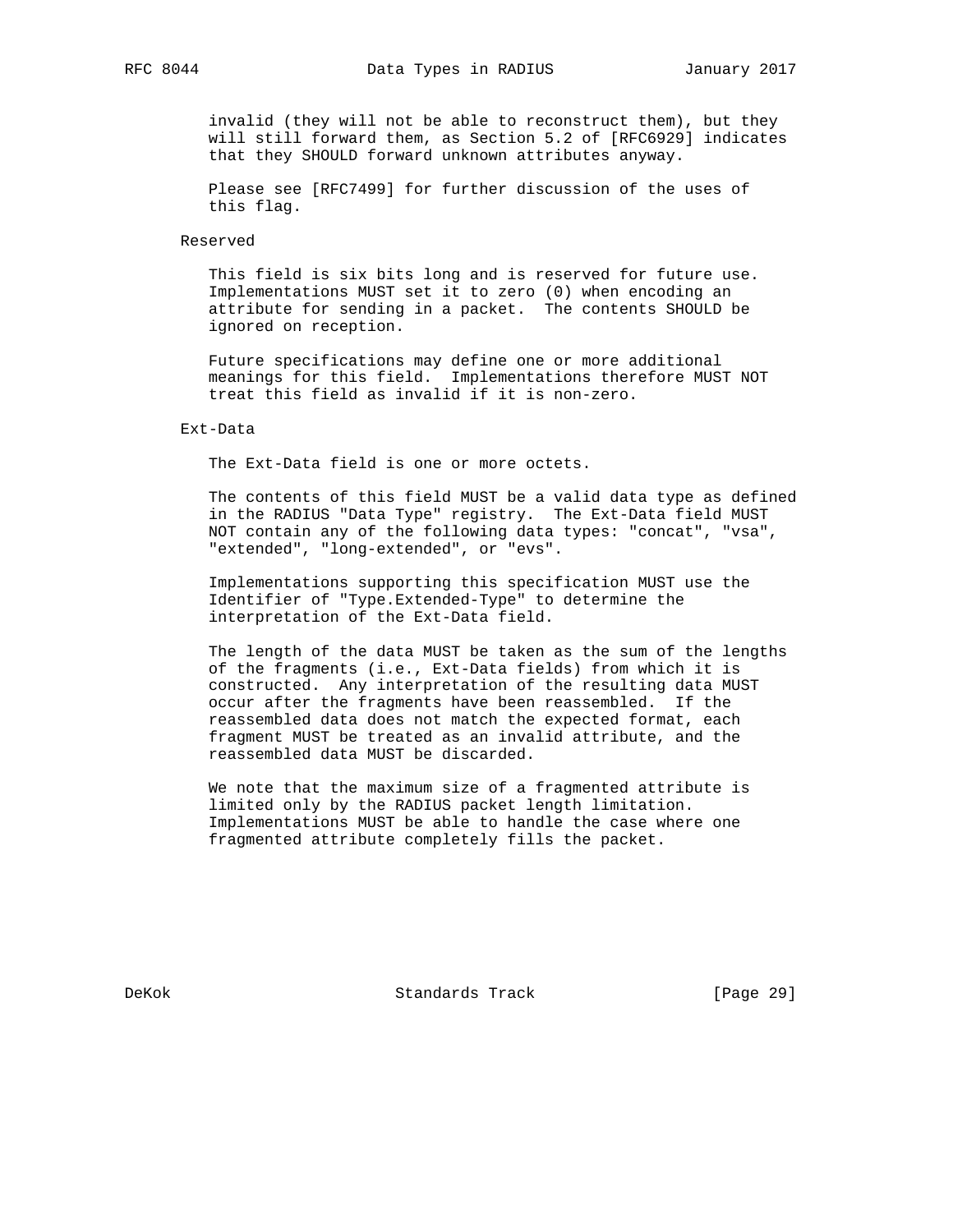invalid (they will not be able to reconstruct them), but they will still forward them, as Section 5.2 of [RFC6929] indicates that they SHOULD forward unknown attributes anyway.

Please see [RFC7499] for further discussion of the uses of this flag.

Reserved

This field is six bits long and is reserved for future use. Implementations MUST set it to zero (0) when encoding an attribute for sending in a packet. The contents SHOULD be ignored on reception.

Future specifications may define one or more additional meanings for this field. Implementations therefore MUST NOT treat this field as invalid if it is non-zero.

Ext-Data

The Ext-Data field is one or more octets.

The contents of this field MUST be a valid data type as defined in the RADIUS "Data Type" registry. The Ext-Data field MUST NOT contain any of the following data types: "concat", "vsa", "extended", "long-extended", or "evs".

Implementations supporting this specification MUST use the Identifier of "Type.Extended-Type" to determine the interpretation of the Ext-Data field.

The length of the data MUST be taken as the sum of the lengths of the fragments (i.e., Ext-Data fields) from which it is constructed. Any interpretation of the resulting data MUST occur after the fragments have been reassembled. If the reassembled data does not match the expected format, each fragment MUST be treated as an invalid attribute, and the reassembled data MUST be discarded.

We note that the maximum size of a fragmented attribute is limited only by the RADIUS packet length limitation. Implementations MUST be able to handle the case where one fragmented attribute completely fills the packet.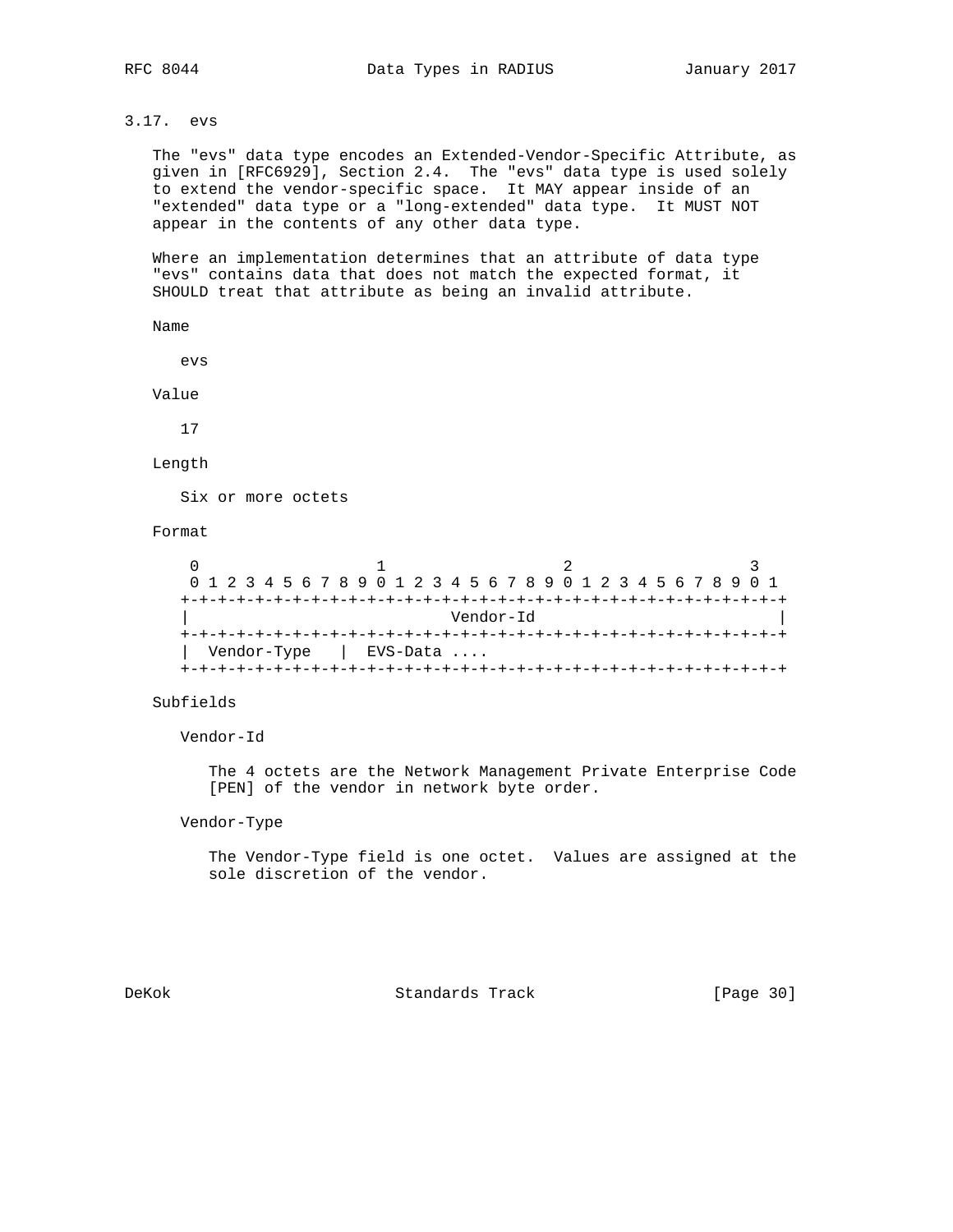### 3.17. evs

The "evs" data type encodes an Extended-Vendor-Specific Attribute, as given in [RFC6929], Section 2.4. The "evs" data type is used solely to extend the vendor-specific space. It MAY appear inside of an "extended" data type or a "long-extended" data type. It MUST NOT appear in the contents of any other data type.

Where an implementation determines that an attribute of data type "evs" contains data that does not match the expected format, it SHOULD treat that attribute as being an invalid attribute.

Name

evs

Value

17

Length

Six or more octets

Format

```
 0                   1                   2                   3
 0 1 2 3 4 5 6 7 8 9 0 1 2 3 4 5 6 7 8 9 0 1 2 3 4 5 6 7 8 9 0 1
+-+-+-+-+-+-+-+-+-+-+-+-+-+-+-+-+-+-+-+-+-+-+-+-+-+-+-+-+-+-+-+-+
|                            Vendor-Id                          |
+-+-+-+-+-+-+-+-+-+-+-+-+-+-+-+-+-+-+-+-+-+-+-+-+-+-+-+-+-+-+-+-+
|  Vendor-Type   |  EVS-Data ....
+-+-+-+-+-+-+-+-+-+-+-+-+-+-+-+-+-+-+-+-+-+-+-+-+-+-+-+-+-+-+-+-+
```

Subfields

Vendor-Id

The 4 octets are the Network Management Private Enterprise Code [PEN] of the vendor in network byte order.

Vendor-Type

The Vendor-Type field is one octet. Values are assigned at the sole discretion of the vendor.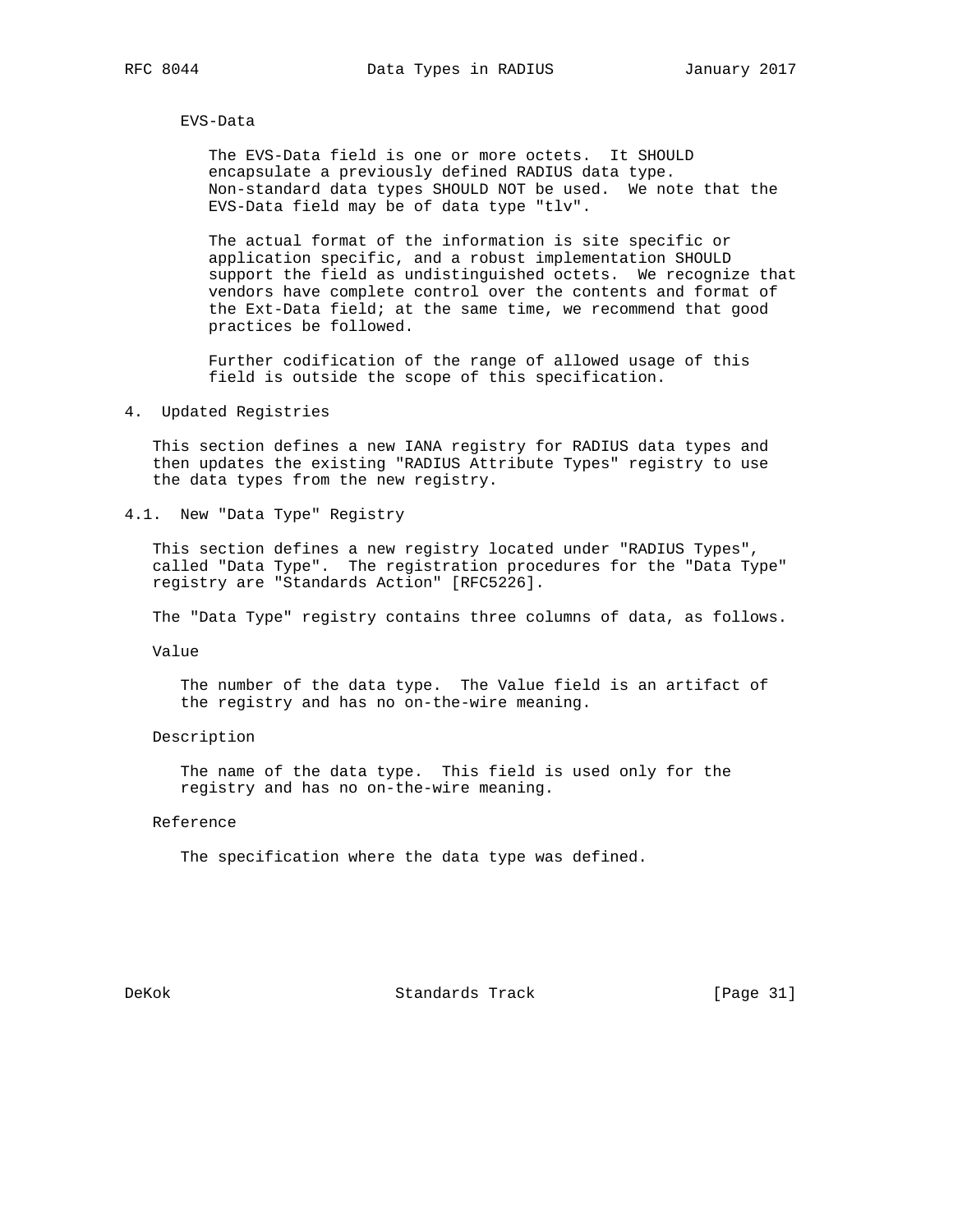EVS-Data

The EVS-Data field is one or more octets. It SHOULD encapsulate a previously defined RADIUS data type. Non-standard data types SHOULD NOT be used. We note that the EVS-Data field may be of data type "tlv".

The actual format of the information is site specific or application specific, and a robust implementation SHOULD support the field as undistinguished octets. We recognize that vendors have complete control over the contents and format of the Ext-Data field; at the same time, we recommend that good practices be followed.

Further codification of the range of allowed usage of this field is outside the scope of this specification.

## 4. Updated Registries

This section defines a new IANA registry for RADIUS data types and then updates the existing "RADIUS Attribute Types" registry to use the data types from the new registry.

### 4.1. New "Data Type" Registry

This section defines a new registry located under "RADIUS Types", called "Data Type". The registration procedures for the "Data Type" registry are "Standards Action" [RFC5226].

The "Data Type" registry contains three columns of data, as follows.

Value

The number of the data type. The Value field is an artifact of the registry and has no on-the-wire meaning.

Description

The name of the data type. This field is used only for the registry and has no on-the-wire meaning.

Reference

The specification where the data type was defined.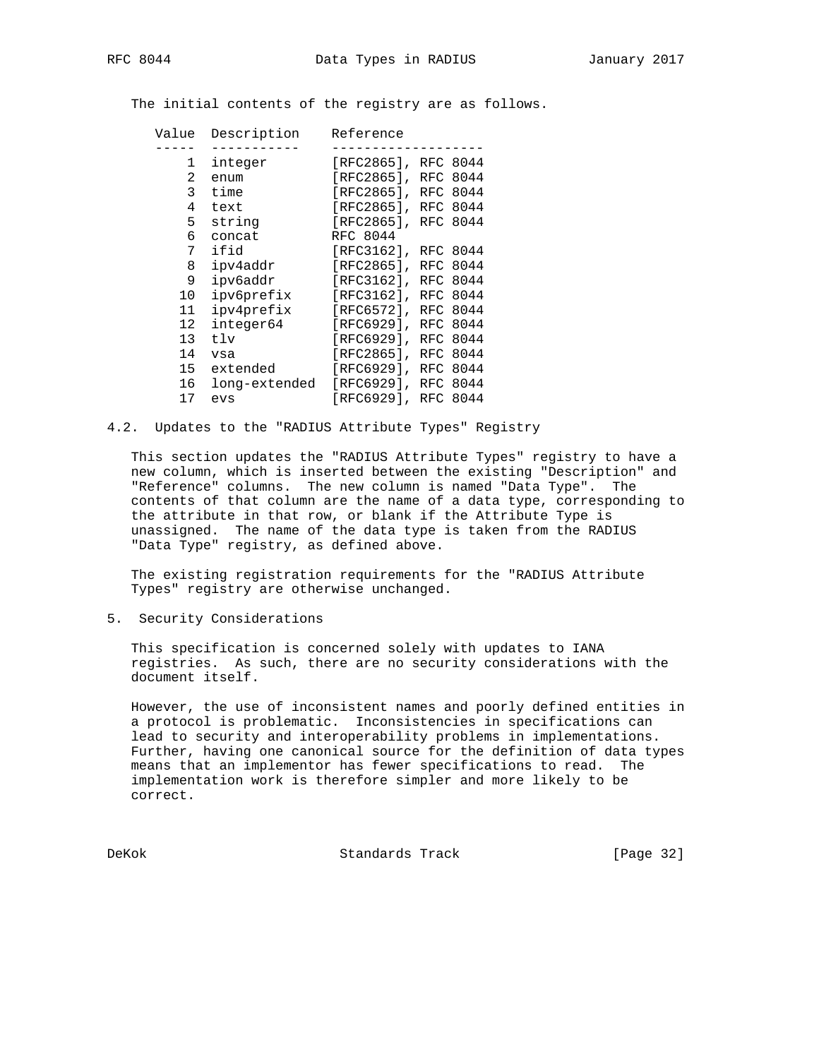The initial contents of the registry are as follows.

| Value | Description | Reference |
|---|---|---|
| 1 | integer | [RFC2865], RFC 8044 |
| 2 | enum | [RFC2865], RFC 8044 |
| 3 | time | [RFC2865], RFC 8044 |
| 4 | text | [RFC2865], RFC 8044 |
| 5 | string | [RFC2865], RFC 8044 |
| 6 | concat | RFC 8044 |
| 7 | ifid | [RFC3162], RFC 8044 |
| 8 | ipv4addr | [RFC2865], RFC 8044 |
| 9 | ipv6addr | [RFC3162], RFC 8044 |
| 10 | ipv6prefix | [RFC3162], RFC 8044 |
| 11 | ipv4prefix | [RFC6572], RFC 8044 |
| 12 | integer64 | [RFC6929], RFC 8044 |
| 13 | tlv | [RFC6929], RFC 8044 |
| 14 | vsa | [RFC2865], RFC 8044 |
| 15 | extended | [RFC6929], RFC 8044 |
| 16 | long-extended | [RFC6929], RFC 8044 |
| 17 | evs | [RFC6929], RFC 8044 |

### 4.2. Updates to the "RADIUS Attribute Types" Registry

This section updates the "RADIUS Attribute Types" registry to have a new column, which is inserted between the existing "Description" and "Reference" columns. The new column is named "Data Type". The contents of that column are the name of a data type, corresponding to the attribute in that row, or blank if the Attribute Type is unassigned. The name of the data type is taken from the RADIUS "Data Type" registry, as defined above.

The existing registration requirements for the "RADIUS Attribute Types" registry are otherwise unchanged.

## 5. Security Considerations

This specification is concerned solely with updates to IANA registries. As such, there are no security considerations with the document itself.

However, the use of inconsistent names and poorly defined entities in a protocol is problematic. Inconsistencies in specifications can lead to security and interoperability problems in implementations. Further, having one canonical source for the definition of data types means that an implementor has fewer specifications to read. The implementation work is therefore simpler and more likely to be correct.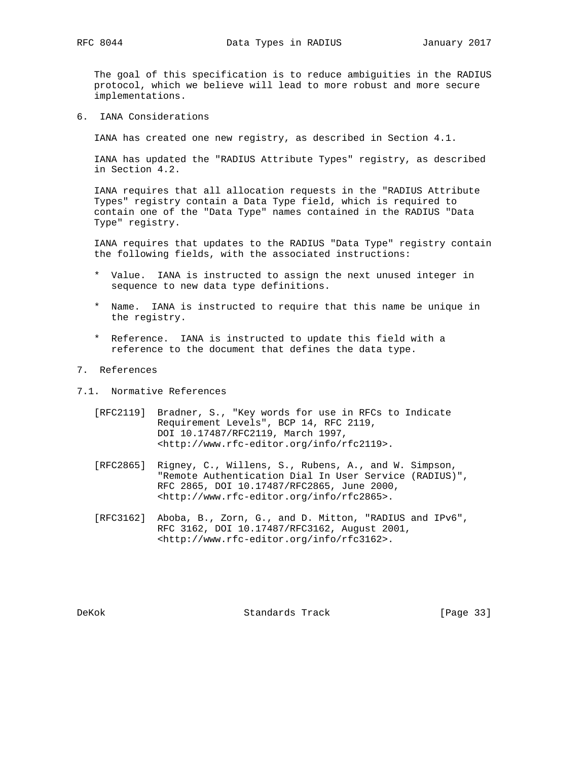The goal of this specification is to reduce ambiguities in the RADIUS protocol, which we believe will lead to more robust and more secure implementations.

## 6. IANA Considerations

IANA has created one new registry, as described in Section 4.1.

IANA has updated the "RADIUS Attribute Types" registry, as described in Section 4.2.

IANA requires that all allocation requests in the "RADIUS Attribute Types" registry contain a Data Type field, which is required to contain one of the "Data Type" names contained in the RADIUS "Data Type" registry.

IANA requires that updates to the RADIUS "Data Type" registry contain the following fields, with the associated instructions:

* Value. IANA is instructed to assign the next unused integer in sequence to new data type definitions.
* Name. IANA is instructed to require that this name be unique in the registry.
* Reference. IANA is instructed to update this field with a reference to the document that defines the data type.

## 7. References

### 7.1. Normative References

[RFC2119] Bradner, S., "Key words for use in RFCs to Indicate Requirement Levels", BCP 14, RFC 2119, DOI 10.17487/RFC2119, March 1997, <http://www.rfc-editor.org/info/rfc2119>.

[RFC2865] Rigney, C., Willens, S., Rubens, A., and W. Simpson, "Remote Authentication Dial In User Service (RADIUS)", RFC 2865, DOI 10.17487/RFC2865, June 2000, <http://www.rfc-editor.org/info/rfc2865>.

[RFC3162] Aboba, B., Zorn, G., and D. Mitton, "RADIUS and IPv6", RFC 3162, DOI 10.17487/RFC3162, August 2001, <http://www.rfc-editor.org/info/rfc3162>.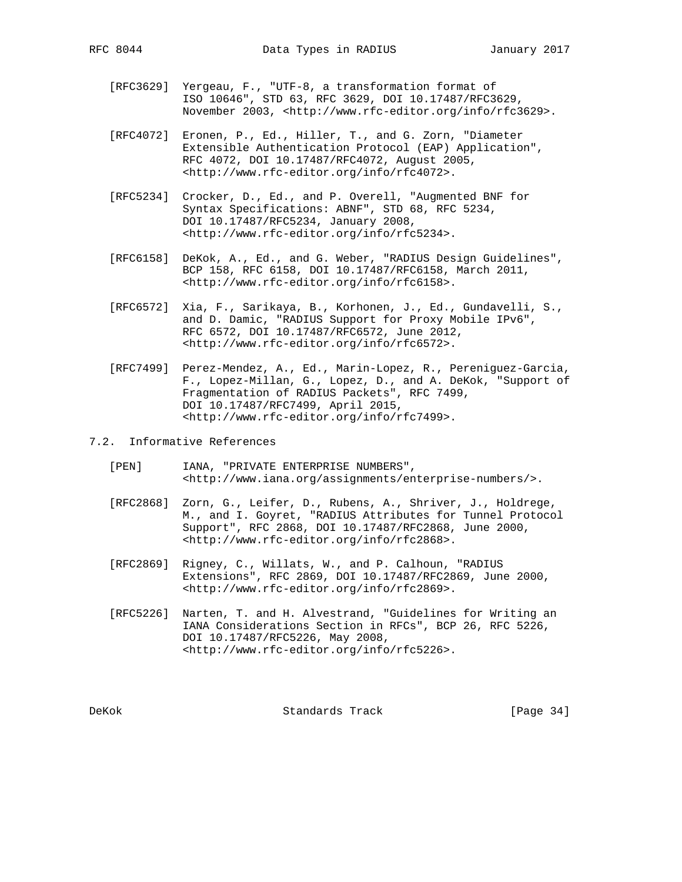[RFC3629] Yergeau, F., "UTF-8, a transformation format of ISO 10646", STD 63, RFC 3629, DOI 10.17487/RFC3629, November 2003, <http://www.rfc-editor.org/info/rfc3629>.

[RFC4072] Eronen, P., Ed., Hiller, T., and G. Zorn, "Diameter Extensible Authentication Protocol (EAP) Application", RFC 4072, DOI 10.17487/RFC4072, August 2005, <http://www.rfc-editor.org/info/rfc4072>.

[RFC5234] Crocker, D., Ed., and P. Overell, "Augmented BNF for Syntax Specifications: ABNF", STD 68, RFC 5234, DOI 10.17487/RFC5234, January 2008, <http://www.rfc-editor.org/info/rfc5234>.

[RFC6158] DeKok, A., Ed., and G. Weber, "RADIUS Design Guidelines", BCP 158, RFC 6158, DOI 10.17487/RFC6158, March 2011, <http://www.rfc-editor.org/info/rfc6158>.

[RFC6572] Xia, F., Sarikaya, B., Korhonen, J., Ed., Gundavelli, S., and D. Damic, "RADIUS Support for Proxy Mobile IPv6", RFC 6572, DOI 10.17487/RFC6572, June 2012, <http://www.rfc-editor.org/info/rfc6572>.

[RFC7499] Perez-Mendez, A., Ed., Marin-Lopez, R., Pereniguez-Garcia, F., Lopez-Millan, G., Lopez, D., and A. DeKok, "Support of Fragmentation of RADIUS Packets", RFC 7499, DOI 10.17487/RFC7499, April 2015, <http://www.rfc-editor.org/info/rfc7499>.

## 7.2. Informative References

[PEN] IANA, "PRIVATE ENTERPRISE NUMBERS", <http://www.iana.org/assignments/enterprise-numbers/>.

[RFC2868] Zorn, G., Leifer, D., Rubens, A., Shriver, J., Holdrege, M., and I. Goyret, "RADIUS Attributes for Tunnel Protocol Support", RFC 2868, DOI 10.17487/RFC2868, June 2000, <http://www.rfc-editor.org/info/rfc2868>.

[RFC2869] Rigney, C., Willats, W., and P. Calhoun, "RADIUS Extensions", RFC 2869, DOI 10.17487/RFC2869, June 2000, <http://www.rfc-editor.org/info/rfc2869>.

[RFC5226] Narten, T. and H. Alvestrand, "Guidelines for Writing an IANA Considerations Section in RFCs", BCP 26, RFC 5226, DOI 10.17487/RFC5226, May 2008, <http://www.rfc-editor.org/info/rfc5226>.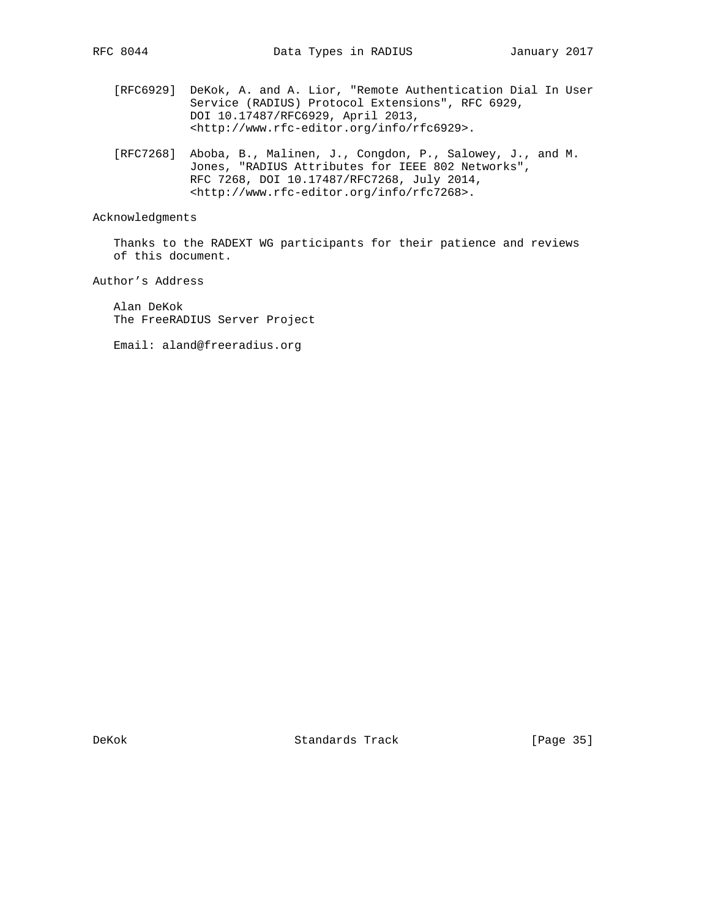[RFC6929] DeKok, A. and A. Lior, "Remote Authentication Dial In User Service (RADIUS) Protocol Extensions", RFC 6929, DOI 10.17487/RFC6929, April 2013, <http://www.rfc-editor.org/info/rfc6929>.

[RFC7268] Aboba, B., Malinen, J., Congdon, P., Salowey, J., and M. Jones, "RADIUS Attributes for IEEE 802 Networks", RFC 7268, DOI 10.17487/RFC7268, July 2014, <http://www.rfc-editor.org/info/rfc7268>.

## Acknowledgments

Thanks to the RADEXT WG participants for their patience and reviews of this document.

## Author's Address

Alan DeKok
The FreeRADIUS Server Project

Email: aland@freeradius.org